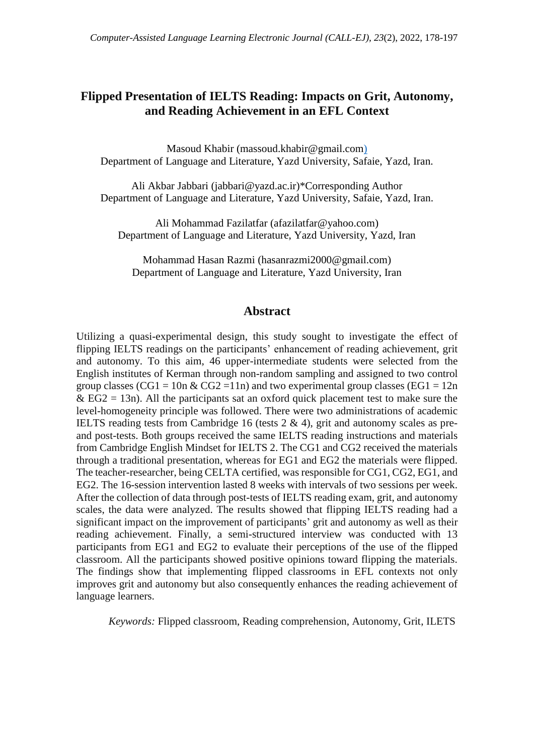# Flipped Presentation of IELTS Reading: Impacts on Grit, Autonomy, and Reading Achievement in an EFL Context

Masoud Khabir (massoud.khabir@gmail.com)
Department of Language and Literature, Yazd University, Safaie, Yazd, Iran.

Ali Akbar Jabbari (jabbari@yazd.ac.ir)*Corresponding Author
Department of Language and Literature, Yazd University, Safaie, Yazd, Iran.

Ali Mohammad Fazilatfar (afazilatfar@yahoo.com)
Department of Language and Literature, Yazd University, Yazd, Iran

Mohammad Hasan Razmi (hasanrazmi2000@gmail.com)
Department of Language and Literature, Yazd University, Iran

## Abstract

Utilizing a quasi-experimental design, this study sought to investigate the effect of flipping IELTS readings on the participants' enhancement of reading achievement, grit and autonomy. To this aim, 46 upper-intermediate students were selected from the English institutes of Kerman through non-random sampling and assigned to two control group classes (CG1 = 10n & CG2 =11n) and two experimental group classes (EG1 = 12n & EG2 = 13n). All the participants sat an oxford quick placement test to make sure the level-homogeneity principle was followed. There were two administrations of academic IELTS reading tests from Cambridge 16 (tests 2 & 4), grit and autonomy scales as pre- and post-tests. Both groups received the same IELTS reading instructions and materials from Cambridge English Mindset for IELTS 2. The CG1 and CG2 received the materials through a traditional presentation, whereas for EG1 and EG2 the materials were flipped. The teacher-researcher, being CELTA certified, was responsible for CG1, CG2, EG1, and EG2. The 16-session intervention lasted 8 weeks with intervals of two sessions per week. After the collection of data through post-tests of IELTS reading exam, grit, and autonomy scales, the data were analyzed. The results showed that flipping IELTS reading had a significant impact on the improvement of participants' grit and autonomy as well as their reading achievement. Finally, a semi-structured interview was conducted with 13 participants from EG1 and EG2 to evaluate their perceptions of the use of the flipped classroom. All the participants showed positive opinions toward flipping the materials. The findings show that implementing flipped classrooms in EFL contexts not only improves grit and autonomy but also consequently enhances the reading achievement of language learners.

*Keywords:* Flipped classroom, Reading comprehension, Autonomy, Grit, ILETS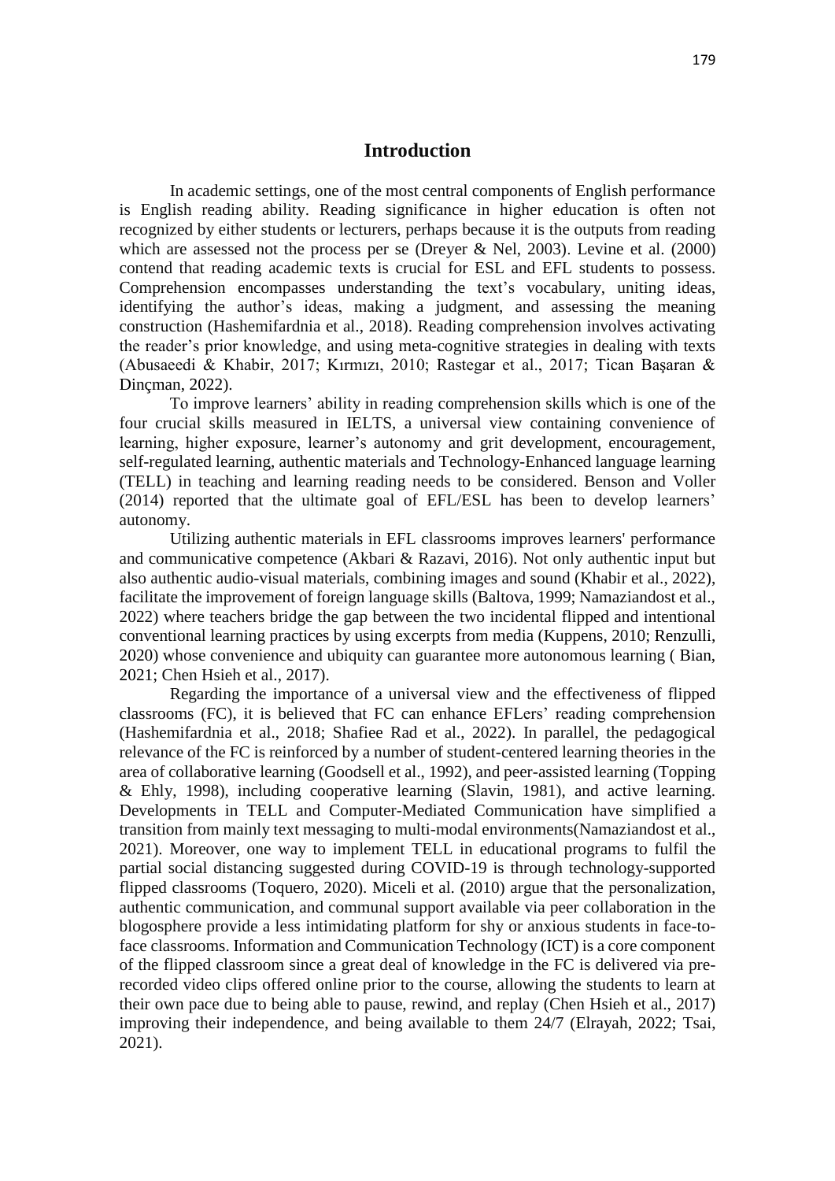## Introduction

In academic settings, one of the most central components of English performance is English reading ability. Reading significance in higher education is often not recognized by either students or lecturers, perhaps because it is the outputs from reading which are assessed not the process per se (Dreyer & Nel, 2003). Levine et al. (2000) contend that reading academic texts is crucial for ESL and EFL students to possess. Comprehension encompasses understanding the text's vocabulary, uniting ideas, identifying the author's ideas, making a judgment, and assessing the meaning construction (Hashemifardnia et al., 2018). Reading comprehension involves activating the reader's prior knowledge, and using meta-cognitive strategies in dealing with texts (Abusaeedi & Khabir, 2017; Kırmızı, 2010; Rastegar et al., 2017; Tican Başaran & Dinçman, 2022).

To improve learners' ability in reading comprehension skills which is one of the four crucial skills measured in IELTS, a universal view containing convenience of learning, higher exposure, learner's autonomy and grit development, encouragement, self-regulated learning, authentic materials and Technology-Enhanced language learning (TELL) in teaching and learning reading needs to be considered. Benson and Voller (2014) reported that the ultimate goal of EFL/ESL has been to develop learners' autonomy.

Utilizing authentic materials in EFL classrooms improves learners' performance and communicative competence (Akbari & Razavi, 2016). Not only authentic input but also authentic audio-visual materials, combining images and sound (Khabir et al., 2022), facilitate the improvement of foreign language skills (Baltova, 1999; Namaziandost et al., 2022) where teachers bridge the gap between the two incidental flipped and intentional conventional learning practices by using excerpts from media (Kuppens, 2010; Renzulli, 2020) whose convenience and ubiquity can guarantee more autonomous learning ( Bian, 2021; Chen Hsieh et al., 2017).

Regarding the importance of a universal view and the effectiveness of flipped classrooms (FC), it is believed that FC can enhance EFLers' reading comprehension (Hashemifardnia et al., 2018; Shafiee Rad et al., 2022). In parallel, the pedagogical relevance of the FC is reinforced by a number of student-centered learning theories in the area of collaborative learning (Goodsell et al., 1992), and peer-assisted learning (Topping & Ehly, 1998), including cooperative learning (Slavin, 1981), and active learning. Developments in TELL and Computer-Mediated Communication have simplified a transition from mainly text messaging to multi-modal environments(Namaziandost et al., 2021). Moreover, one way to implement TELL in educational programs to fulfil the partial social distancing suggested during COVID-19 is through technology-supported flipped classrooms (Toquero, 2020). Miceli et al. (2010) argue that the personalization, authentic communication, and communal support available via peer collaboration in the blogosphere provide a less intimidating platform for shy or anxious students in face-to-face classrooms. Information and Communication Technology (ICT) is a core component of the flipped classroom since a great deal of knowledge in the FC is delivered via pre-recorded video clips offered online prior to the course, allowing the students to learn at their own pace due to being able to pause, rewind, and replay (Chen Hsieh et al., 2017) improving their independence, and being available to them 24/7 (Elrayah, 2022; Tsai, 2021).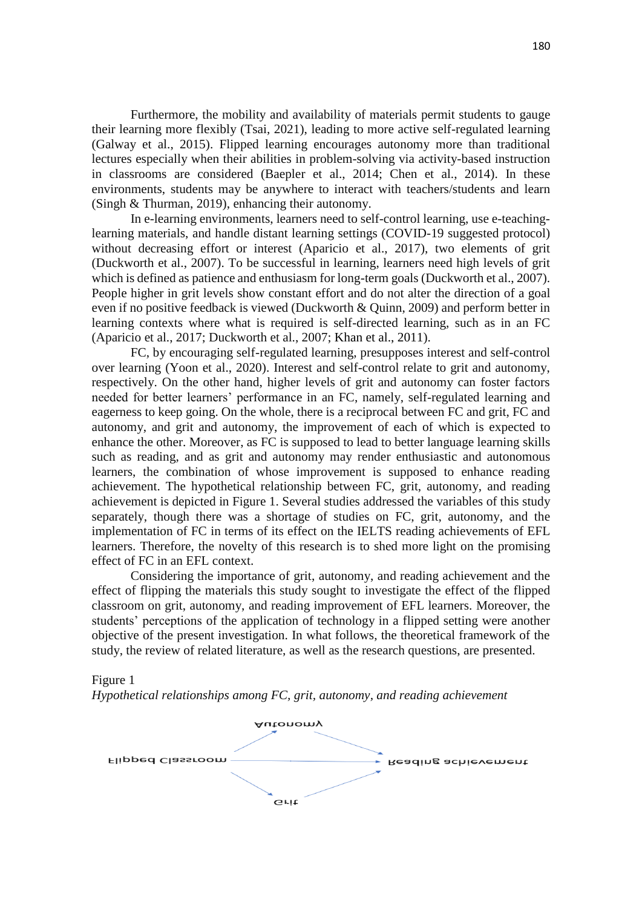Furthermore, the mobility and availability of materials permit students to gauge their learning more flexibly (Tsai, 2021), leading to more active self-regulated learning (Galway et al., 2015). Flipped learning encourages autonomy more than traditional lectures especially when their abilities in problem-solving via activity-based instruction in classrooms are considered (Baepler et al., 2014; Chen et al., 2014). In these environments, students may be anywhere to interact with teachers/students and learn (Singh & Thurman, 2019), enhancing their autonomy.

In e-learning environments, learners need to self-control learning, use e-teaching-learning materials, and handle distant learning settings (COVID-19 suggested protocol) without decreasing effort or interest (Aparicio et al., 2017), two elements of grit (Duckworth et al., 2007). To be successful in learning, learners need high levels of grit which is defined as patience and enthusiasm for long-term goals (Duckworth et al., 2007). People higher in grit levels show constant effort and do not alter the direction of a goal even if no positive feedback is viewed (Duckworth & Quinn, 2009) and perform better in learning contexts where what is required is self-directed learning, such as in an FC (Aparicio et al., 2017; Duckworth et al., 2007; Khan et al., 2011).

FC, by encouraging self-regulated learning, presupposes interest and self-control over learning (Yoon et al., 2020). Interest and self-control relate to grit and autonomy, respectively. On the other hand, higher levels of grit and autonomy can foster factors needed for better learners' performance in an FC, namely, self-regulated learning and eagerness to keep going. On the whole, there is a reciprocal between FC and grit, FC and autonomy, and grit and autonomy, the improvement of each of which is expected to enhance the other. Moreover, as FC is supposed to lead to better language learning skills such as reading, and as grit and autonomy may render enthusiastic and autonomous learners, the combination of whose improvement is supposed to enhance reading achievement. The hypothetical relationship between FC, grit, autonomy, and reading achievement is depicted in Figure 1. Several studies addressed the variables of this study separately, though there was a shortage of studies on FC, grit, autonomy, and the implementation of FC in terms of its effect on the IELTS reading achievements of EFL learners. Therefore, the novelty of this research is to shed more light on the promising effect of FC in an EFL context.

Considering the importance of grit, autonomy, and reading achievement and the effect of flipping the materials this study sought to investigate the effect of the flipped classroom on grit, autonomy, and reading improvement of EFL learners. Moreover, the students' perceptions of the application of technology in a flipped setting were another objective of the present investigation. In what follows, the theoretical framework of the study, the review of related literature, as well as the research questions, are presented.

Figure 1
*Hypothetical relationships among FC, grit, autonomy, and reading achievement*

Autonomy

Flipped Classroom

Reading achievement

Grit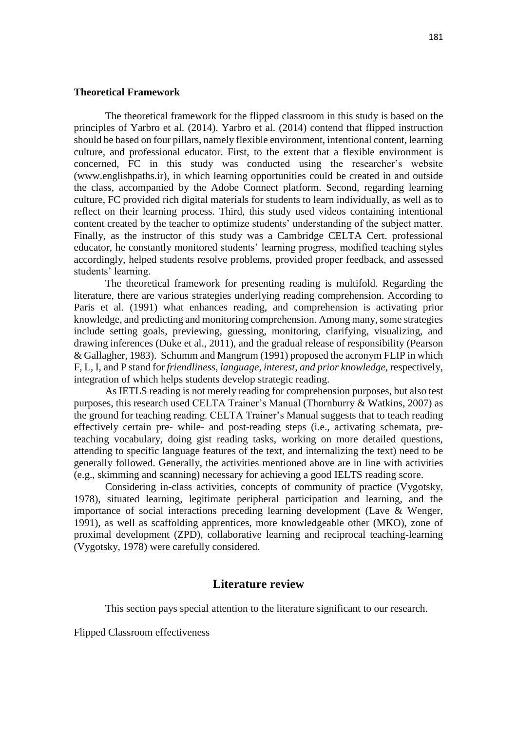### Theoretical Framework

The theoretical framework for the flipped classroom in this study is based on the principles of Yarbro et al. (2014). Yarbro et al. (2014) contend that flipped instruction should be based on four pillars, namely flexible environment, intentional content, learning culture, and professional educator. First, to the extent that a flexible environment is concerned, FC in this study was conducted using the researcher's website (www.englishpaths.ir), in which learning opportunities could be created in and outside the class, accompanied by the Adobe Connect platform. Second, regarding learning culture, FC provided rich digital materials for students to learn individually, as well as to reflect on their learning process. Third, this study used videos containing intentional content created by the teacher to optimize students' understanding of the subject matter. Finally, as the instructor of this study was a Cambridge CELTA Cert. professional educator, he constantly monitored students' learning progress, modified teaching styles accordingly, helped students resolve problems, provided proper feedback, and assessed students' learning.

The theoretical framework for presenting reading is multifold. Regarding the literature, there are various strategies underlying reading comprehension. According to Paris et al. (1991) what enhances reading, and comprehension is activating prior knowledge, and predicting and monitoring comprehension. Among many, some strategies include setting goals, previewing, guessing, monitoring, clarifying, visualizing, and drawing inferences (Duke et al., 2011), and the gradual release of responsibility (Pearson & Gallagher, 1983). Schumm and Mangrum (1991) proposed the acronym FLIP in which F, L, I, and P stand for *friendliness, language, interest, and prior knowledge,* respectively, integration of which helps students develop strategic reading.

As IETLS reading is not merely reading for comprehension purposes, but also test purposes, this research used CELTA Trainer's Manual (Thornburry & Watkins, 2007) as the ground for teaching reading. CELTA Trainer's Manual suggests that to teach reading effectively certain pre- while- and post-reading steps (i.e., activating schemata, pre-teaching vocabulary, doing gist reading tasks, working on more detailed questions, attending to specific language features of the text, and internalizing the text) need to be generally followed. Generally, the activities mentioned above are in line with activities (e.g., skimming and scanning) necessary for achieving a good IELTS reading score.

Considering in-class activities, concepts of community of practice (Vygotsky, 1978), situated learning, legitimate peripheral participation and learning, and the importance of social interactions preceding learning development (Lave & Wenger, 1991), as well as scaffolding apprentices, more knowledgeable other (MKO), zone of proximal development (ZPD), collaborative learning and reciprocal teaching-learning (Vygotsky, 1978) were carefully considered.

## Literature review

This section pays special attention to the literature significant to our research.

Flipped Classroom effectiveness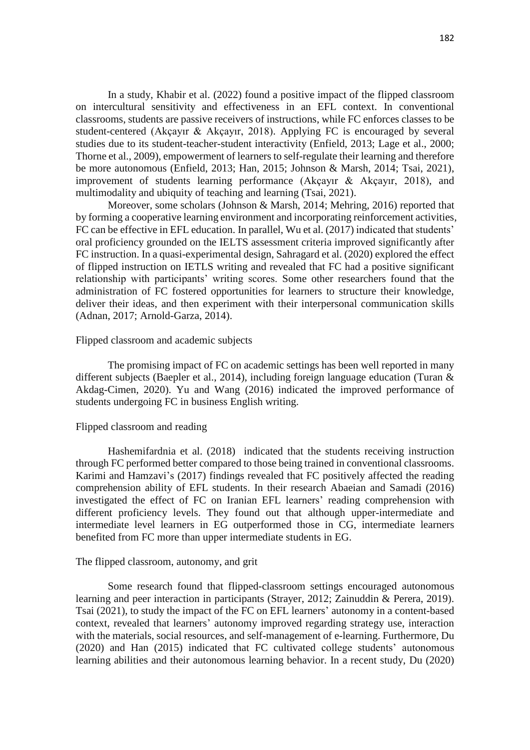In a study, Khabir et al. (2022) found a positive impact of the flipped classroom on intercultural sensitivity and effectiveness in an EFL context. In conventional classrooms, students are passive receivers of instructions, while FC enforces classes to be student-centered (Akçayır & Akçayır, 2018). Applying FC is encouraged by several studies due to its student-teacher-student interactivity (Enfield, 2013; Lage et al., 2000; Thorne et al., 2009), empowerment of learners to self-regulate their learning and therefore be more autonomous (Enfield, 2013; Han, 2015; Johnson & Marsh, 2014; Tsai, 2021), improvement of students learning performance (Akçayır & Akçayır, 2018), and multimodality and ubiquity of teaching and learning (Tsai, 2021).

Moreover, some scholars (Johnson & Marsh, 2014; Mehring, 2016) reported that by forming a cooperative learning environment and incorporating reinforcement activities, FC can be effective in EFL education. In parallel, Wu et al. (2017) indicated that students' oral proficiency grounded on the IELTS assessment criteria improved significantly after FC instruction. In a quasi-experimental design, Sahragard et al. (2020) explored the effect of flipped instruction on IETLS writing and revealed that FC had a positive significant relationship with participants' writing scores. Some other researchers found that the administration of FC fostered opportunities for learners to structure their knowledge, deliver their ideas, and then experiment with their interpersonal communication skills (Adnan, 2017; Arnold-Garza, 2014).

### Flipped classroom and academic subjects

The promising impact of FC on academic settings has been well reported in many different subjects (Baepler et al., 2014), including foreign language education (Turan & Akdag-Cimen, 2020). Yu and Wang (2016) indicated the improved performance of students undergoing FC in business English writing.

### Flipped classroom and reading

Hashemifardnia et al. (2018) indicated that the students receiving instruction through FC performed better compared to those being trained in conventional classrooms. Karimi and Hamzavi's (2017) findings revealed that FC positively affected the reading comprehension ability of EFL students. In their research Abaeian and Samadi (2016) investigated the effect of FC on Iranian EFL learners' reading comprehension with different proficiency levels. They found out that although upper-intermediate and intermediate level learners in EG outperformed those in CG, intermediate learners benefited from FC more than upper intermediate students in EG.

### The flipped classroom, autonomy, and grit

Some research found that flipped-classroom settings encouraged autonomous learning and peer interaction in participants (Strayer, 2012; Zainuddin & Perera, 2019). Tsai (2021), to study the impact of the FC on EFL learners' autonomy in a content-based context, revealed that learners' autonomy improved regarding strategy use, interaction with the materials, social resources, and self-management of e-learning. Furthermore, Du (2020) and Han (2015) indicated that FC cultivated college students' autonomous learning abilities and their autonomous learning behavior. In a recent study, Du (2020)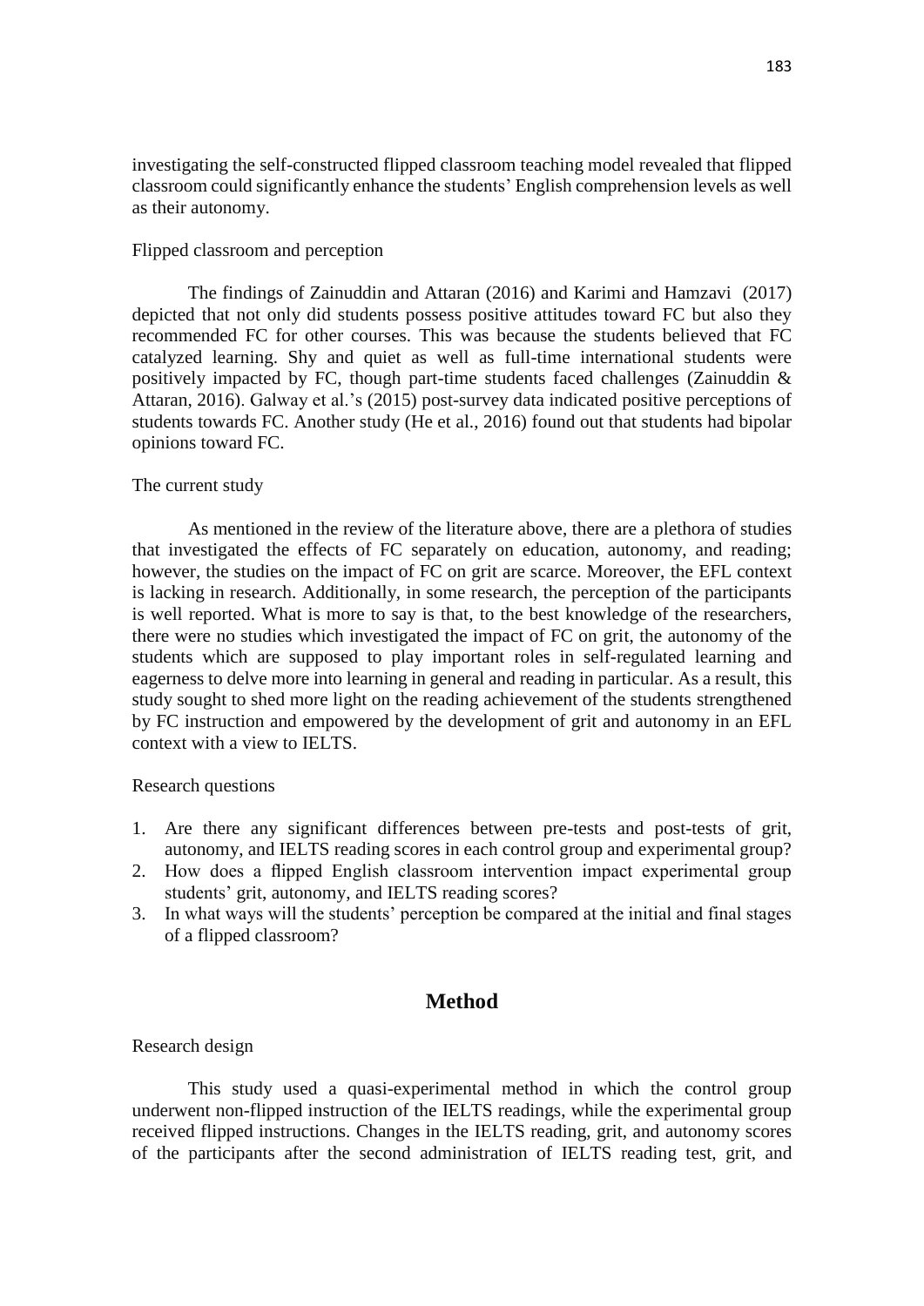investigating the self-constructed flipped classroom teaching model revealed that flipped classroom could significantly enhance the students' English comprehension levels as well as their autonomy.

### Flipped classroom and perception

The findings of Zainuddin and Attaran (2016) and Karimi and Hamzavi (2017) depicted that not only did students possess positive attitudes toward FC but also they recommended FC for other courses. This was because the students believed that FC catalyzed learning. Shy and quiet as well as full-time international students were positively impacted by FC, though part-time students faced challenges (Zainuddin & Attaran, 2016). Galway et al.'s (2015) post-survey data indicated positive perceptions of students towards FC. Another study (He et al., 2016) found out that students had bipolar opinions toward FC.

### The current study

As mentioned in the review of the literature above, there are a plethora of studies that investigated the effects of FC separately on education, autonomy, and reading; however, the studies on the impact of FC on grit are scarce. Moreover, the EFL context is lacking in research. Additionally, in some research, the perception of the participants is well reported. What is more to say is that, to the best knowledge of the researchers, there were no studies which investigated the impact of FC on grit, the autonomy of the students which are supposed to play important roles in self-regulated learning and eagerness to delve more into learning in general and reading in particular. As a result, this study sought to shed more light on the reading achievement of the students strengthened by FC instruction and empowered by the development of grit and autonomy in an EFL context with a view to IELTS.

### Research questions

1. Are there any significant differences between pre-tests and post-tests of grit, autonomy, and IELTS reading scores in each control group and experimental group?
2. How does a flipped English classroom intervention impact experimental group students' grit, autonomy, and IELTS reading scores?
3. In what ways will the students' perception be compared at the initial and final stages of a flipped classroom?

## Method

### Research design

This study used a quasi-experimental method in which the control group underwent non-flipped instruction of the IELTS readings, while the experimental group received flipped instructions. Changes in the IELTS reading, grit, and autonomy scores of the participants after the second administration of IELTS reading test, grit, and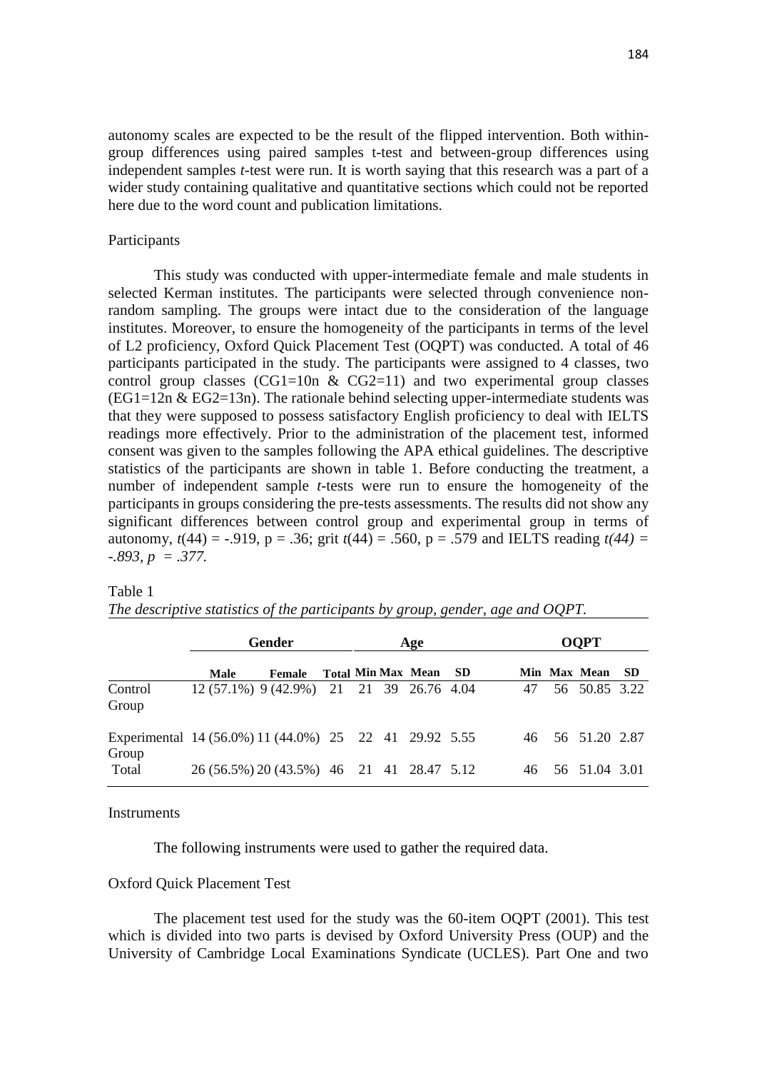autonomy scales are expected to be the result of the flipped intervention. Both within-group differences using paired samples t-test and between-group differences using independent samples *t*-test were run. It is worth saying that this research was a part of a wider study containing qualitative and quantitative sections which could not be reported here due to the word count and publication limitations.

### Participants

This study was conducted with upper-intermediate female and male students in selected Kerman institutes. The participants were selected through convenience non-random sampling. The groups were intact due to the consideration of the language institutes. Moreover, to ensure the homogeneity of the participants in terms of the level of L2 proficiency, Oxford Quick Placement Test (OQPT) was conducted. A total of 46 participants participated in the study. The participants were assigned to 4 classes, two control group classes (CG1=10n & CG2=11) and two experimental group classes (EG1=12n & EG2=13n). The rationale behind selecting upper-intermediate students was that they were supposed to possess satisfactory English proficiency to deal with IELTS readings more effectively. Prior to the administration of the placement test, informed consent was given to the samples following the APA ethical guidelines. The descriptive statistics of the participants are shown in table 1. Before conducting the treatment, a number of independent sample *t*-tests were run to ensure the homogeneity of the participants in groups considering the pre-tests assessments. The results did not show any significant differences between control group and experimental group in terms of autonomy, $t(44) = -.919$, $p = .36$; grit $t(44) = .560$, $p = .579$ and IELTS reading $t(44) = -.893$, $p = .377$.

Table 1

*The descriptive statistics of the participants by group, gender, age and OQPT.*

| | Gender | | | Age | | | | OQPT | | | |
|---|---|---|---|---|---|---|---|---|---|---|---|
| | **Male** | **Female** | **Total** | **Min** | **Max** | **Mean** | **SD** | **Min** | **Max** | **Mean** | **SD** |
| Control Group | 12 (57.1%) | 9 (42.9%) | 21 | 21 | 39 | 26.76 | 4.04 | 47 | 56 | 50.85 | 3.22 |
| Experimental Group | 14 (56.0%) | 11 (44.0%) | 25 | 22 | 41 | 29.92 | 5.55 | 46 | 56 | 51.20 | 2.87 |
| Total | 26 (56.5%) | 20 (43.5%) | 46 | 21 | 41 | 28.47 | 5.12 | 46 | 56 | 51.04 | 3.01 |

### Instruments

The following instruments were used to gather the required data.

#### Oxford Quick Placement Test

The placement test used for the study was the 60-item OQPT (2001). This test which is divided into two parts is devised by Oxford University Press (OUP) and the University of Cambridge Local Examinations Syndicate (UCLES). Part One and two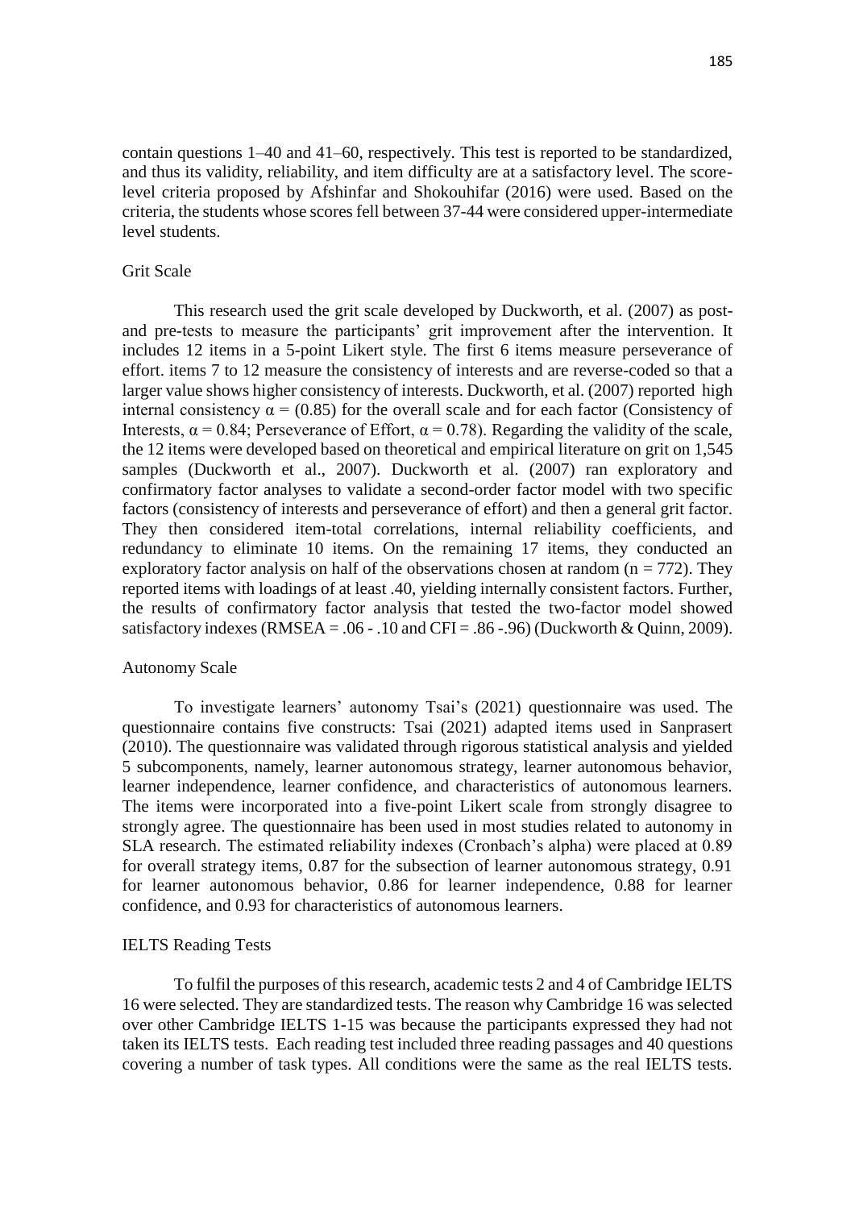contain questions 1–40 and 41–60, respectively. This test is reported to be standardized, and thus its validity, reliability, and item difficulty are at a satisfactory level. The score-level criteria proposed by Afshinfar and Shokouhifar (2016) were used. Based on the criteria, the students whose scores fell between 37-44 were considered upper-intermediate level students.

### Grit Scale

This research used the grit scale developed by Duckworth, et al. (2007) as post- and pre-tests to measure the participants' grit improvement after the intervention. It includes 12 items in a 5-point Likert style. The first 6 items measure perseverance of effort. items 7 to 12 measure the consistency of interests and are reverse-coded so that a larger value shows higher consistency of interests. Duckworth, et al. (2007) reported high internal consistency $\alpha = (0.85)$ for the overall scale and for each factor (Consistency of Interests, $\alpha = 0.84$; Perseverance of Effort, $\alpha = 0.78$). Regarding the validity of the scale, the 12 items were developed based on theoretical and empirical literature on grit on 1,545 samples (Duckworth et al., 2007). Duckworth et al. (2007) ran exploratory and confirmatory factor analyses to validate a second-order factor model with two specific factors (consistency of interests and perseverance of effort) and then a general grit factor. They then considered item-total correlations, internal reliability coefficients, and redundancy to eliminate 10 items. On the remaining 17 items, they conducted an exploratory factor analysis on half of the observations chosen at random ($n = 772$). They reported items with loadings of at least .40, yielding internally consistent factors. Further, the results of confirmatory factor analysis that tested the two-factor model showed satisfactory indexes (RMSEA = .06 - .10 and CFI = .86 -.96) (Duckworth & Quinn, 2009).

### Autonomy Scale

To investigate learners' autonomy Tsai's (2021) questionnaire was used. The questionnaire contains five constructs: Tsai (2021) adapted items used in Sanprasert (2010). The questionnaire was validated through rigorous statistical analysis and yielded 5 subcomponents, namely, learner autonomous strategy, learner autonomous behavior, learner independence, learner confidence, and characteristics of autonomous learners. The items were incorporated into a five-point Likert scale from strongly disagree to strongly agree. The questionnaire has been used in most studies related to autonomy in SLA research. The estimated reliability indexes (Cronbach's alpha) were placed at 0.89 for overall strategy items, 0.87 for the subsection of learner autonomous strategy, 0.91 for learner autonomous behavior, 0.86 for learner independence, 0.88 for learner confidence, and 0.93 for characteristics of autonomous learners.

### IELTS Reading Tests

To fulfil the purposes of this research, academic tests 2 and 4 of Cambridge IELTS 16 were selected. They are standardized tests. The reason why Cambridge 16 was selected over other Cambridge IELTS 1-15 was because the participants expressed they had not taken its IELTS tests. Each reading test included three reading passages and 40 questions covering a number of task types. All conditions were the same as the real IELTS tests.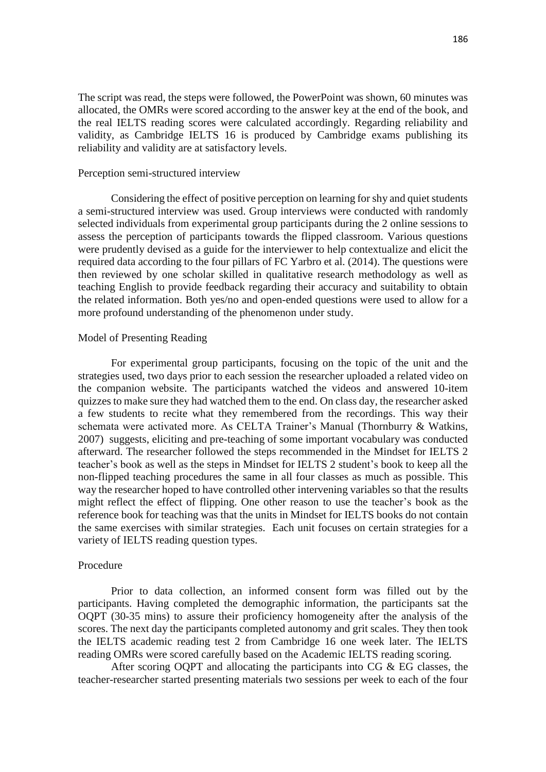The script was read, the steps were followed, the PowerPoint was shown, 60 minutes was allocated, the OMRs were scored according to the answer key at the end of the book, and the real IELTS reading scores were calculated accordingly. Regarding reliability and validity, as Cambridge IELTS 16 is produced by Cambridge exams publishing its reliability and validity are at satisfactory levels.

### Perception semi-structured interview

Considering the effect of positive perception on learning for shy and quiet students a semi-structured interview was used. Group interviews were conducted with randomly selected individuals from experimental group participants during the 2 online sessions to assess the perception of participants towards the flipped classroom. Various questions were prudently devised as a guide for the interviewer to help contextualize and elicit the required data according to the four pillars of FC Yarbro et al. (2014). The questions were then reviewed by one scholar skilled in qualitative research methodology as well as teaching English to provide feedback regarding their accuracy and suitability to obtain the related information. Both yes/no and open-ended questions were used to allow for a more profound understanding of the phenomenon under study.

### Model of Presenting Reading

For experimental group participants, focusing on the topic of the unit and the strategies used, two days prior to each session the researcher uploaded a related video on the companion website. The participants watched the videos and answered 10-item quizzes to make sure they had watched them to the end. On class day, the researcher asked a few students to recite what they remembered from the recordings. This way their schemata were activated more. As CELTA Trainer's Manual (Thornburry & Watkins, 2007) suggests, eliciting and pre-teaching of some important vocabulary was conducted afterward. The researcher followed the steps recommended in the Mindset for IELTS 2 teacher's book as well as the steps in Mindset for IELTS 2 student's book to keep all the non-flipped teaching procedures the same in all four classes as much as possible. This way the researcher hoped to have controlled other intervening variables so that the results might reflect the effect of flipping. One other reason to use the teacher's book as the reference book for teaching was that the units in Mindset for IELTS books do not contain the same exercises with similar strategies. Each unit focuses on certain strategies for a variety of IELTS reading question types.

### Procedure

Prior to data collection, an informed consent form was filled out by the participants. Having completed the demographic information, the participants sat the OQPT (30-35 mins) to assure their proficiency homogeneity after the analysis of the scores. The next day the participants completed autonomy and grit scales. They then took the IELTS academic reading test 2 from Cambridge 16 one week later. The IELTS reading OMRs were scored carefully based on the Academic IELTS reading scoring.

After scoring OQPT and allocating the participants into CG & EG classes, the teacher-researcher started presenting materials two sessions per week to each of the four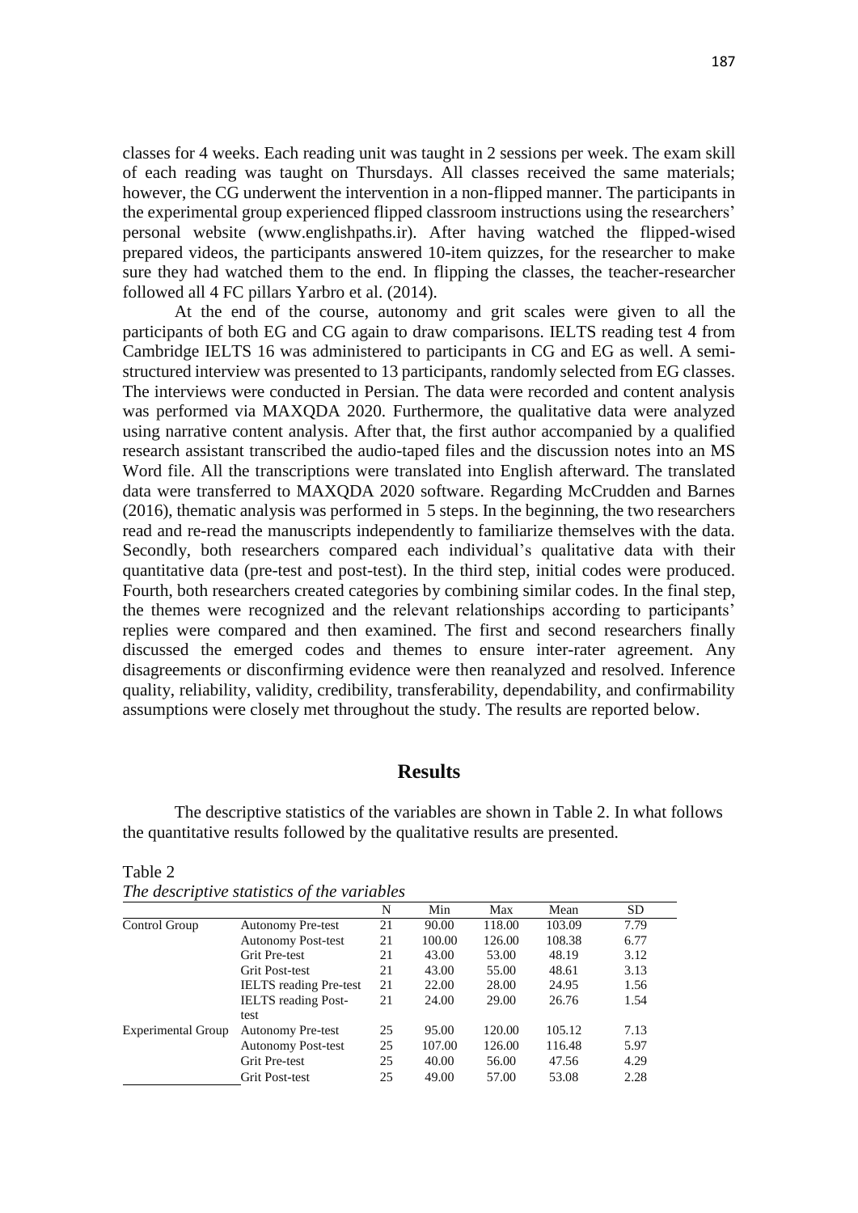classes for 4 weeks. Each reading unit was taught in 2 sessions per week. The exam skill of each reading was taught on Thursdays. All classes received the same materials; however, the CG underwent the intervention in a non-flipped manner. The participants in the experimental group experienced flipped classroom instructions using the researchers' personal website (www.englishpaths.ir). After having watched the flipped-wised prepared videos, the participants answered 10-item quizzes, for the researcher to make sure they had watched them to the end. In flipping the classes, the teacher-researcher followed all 4 FC pillars Yarbro et al. (2014).

At the end of the course, autonomy and grit scales were given to all the participants of both EG and CG again to draw comparisons. IELTS reading test 4 from Cambridge IELTS 16 was administered to participants in CG and EG as well. A semi-structured interview was presented to 13 participants, randomly selected from EG classes. The interviews were conducted in Persian. The data were recorded and content analysis was performed via MAXQDA 2020. Furthermore, the qualitative data were analyzed using narrative content analysis. After that, the first author accompanied by a qualified research assistant transcribed the audio-taped files and the discussion notes into an MS Word file. All the transcriptions were translated into English afterward. The translated data were transferred to MAXQDA 2020 software. Regarding McCrudden and Barnes (2016), thematic analysis was performed in 5 steps. In the beginning, the two researchers read and re-read the manuscripts independently to familiarize themselves with the data. Secondly, both researchers compared each individual's qualitative data with their quantitative data (pre-test and post-test). In the third step, initial codes were produced. Fourth, both researchers created categories by combining similar codes. In the final step, the themes were recognized and the relevant relationships according to participants' replies were compared and then examined. The first and second researchers finally discussed the emerged codes and themes to ensure inter-rater agreement. Any disagreements or disconfirming evidence were then reanalyzed and resolved. Inference quality, reliability, validity, credibility, transferability, dependability, and confirmability assumptions were closely met throughout the study. The results are reported below.

## Results

The descriptive statistics of the variables are shown in Table 2. In what follows the quantitative results followed by the qualitative results are presented.

Table 2
*The descriptive statistics of the variables*

| | | N | Min | Max | Mean | SD |
|---|---|---|---|---|---|---|
| Control Group | Autonomy Pre-test | 21 | 90.00 | 118.00 | 103.09 | 7.79 |
| | Autonomy Post-test | 21 | 100.00 | 126.00 | 108.38 | 6.77 |
| | Grit Pre-test | 21 | 43.00 | 53.00 | 48.19 | 3.12 |
| | Grit Post-test | 21 | 43.00 | 55.00 | 48.61 | 3.13 |
| | IELTS reading Pre-test | 21 | 22.00 | 28.00 | 24.95 | 1.56 |
| | IELTS reading Post-test | 21 | 24.00 | 29.00 | 26.76 | 1.54 |
| Experimental Group | Autonomy Pre-test | 25 | 95.00 | 120.00 | 105.12 | 7.13 |
| | Autonomy Post-test | 25 | 107.00 | 126.00 | 116.48 | 5.97 |
| | Grit Pre-test | 25 | 40.00 | 56.00 | 47.56 | 4.29 |
| | Grit Post-test | 25 | 49.00 | 57.00 | 53.08 | 2.28 |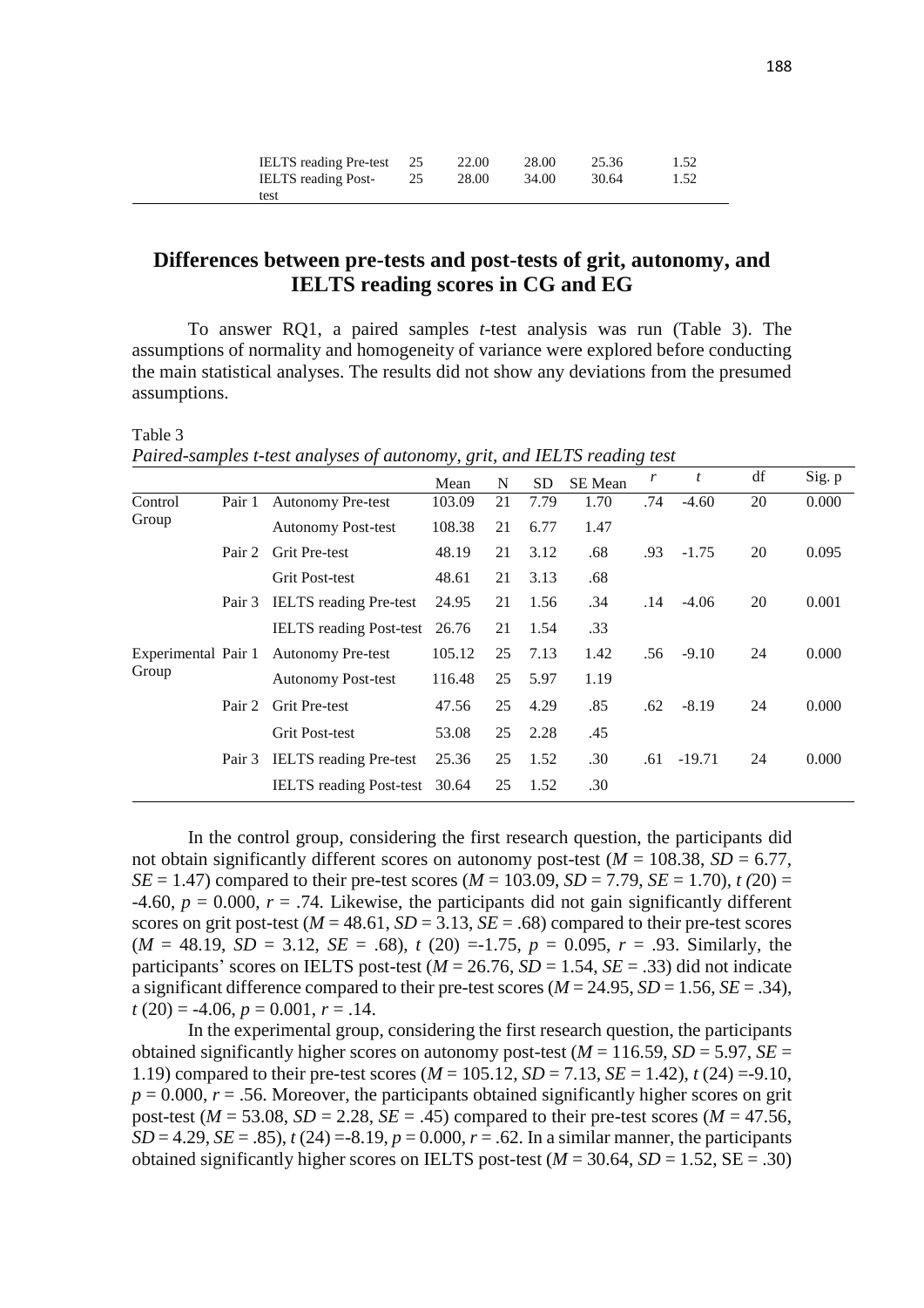| | | | | | |
|---|---|---|---|---|---|
| IELTS reading Pre-test | 25 | 22.00 | 28.00 | 25.36 | 1.52 |
| IELTS reading Post-test | 25 | 28.00 | 34.00 | 30.64 | 1.52 |

## Differences between pre-tests and post-tests of grit, autonomy, and IELTS reading scores in CG and EG

To answer RQ1, a paired samples *t*-test analysis was run (Table 3). The assumptions of normality and homogeneity of variance were explored before conducting the main statistical analyses. The results did not show any deviations from the presumed assumptions.

Table 3
*Paired-samples t-test analyses of autonomy, grit, and IELTS reading test*

| | | | Mean | N | SD | SE Mean | *r* | *t* | df | Sig. p |
|---|---|---|---|---|---|---|---|---|---|---|
| Control Group | Pair 1 | Autonomy Pre-test | 103.09 | 21 | 7.79 | 1.70 | .74 | -4.60 | 20 | 0.000 |
| | | Autonomy Post-test | 108.38 | 21 | 6.77 | 1.47 | | | | |
| | Pair 2 | Grit Pre-test | 48.19 | 21 | 3.12 | .68 | .93 | -1.75 | 20 | 0.095 |
| | | Grit Post-test | 48.61 | 21 | 3.13 | .68 | | | | |
| | Pair 3 | IELTS reading Pre-test | 24.95 | 21 | 1.56 | .34 | .14 | -4.06 | 20 | 0.001 |
| | | IELTS reading Post-test | 26.76 | 21 | 1.54 | .33 | | | | |
| Experimental Group | Pair 1 | Autonomy Pre-test | 105.12 | 25 | 7.13 | 1.42 | .56 | -9.10 | 24 | 0.000 |
| | | Autonomy Post-test | 116.48 | 25 | 5.97 | 1.19 | | | | |
| | Pair 2 | Grit Pre-test | 47.56 | 25 | 4.29 | .85 | .62 | -8.19 | 24 | 0.000 |
| | | Grit Post-test | 53.08 | 25 | 2.28 | .45 | | | | |
| | Pair 3 | IELTS reading Pre-test | 25.36 | 25 | 1.52 | .30 | .61 | -19.71 | 24 | 0.000 |
| | | IELTS reading Post-test | 30.64 | 25 | 1.52 | .30 | | | | |

In the control group, considering the first research question, the participants did not obtain significantly different scores on autonomy post-test ($M$ = 108.38, $SD$ = 6.77, $SE$ = 1.47) compared to their pre-test scores ($M$ = 103.09, $SD$ = 7.79, $SE$ = 1.70), $t\,(20)$ = -4.60, $p$ = 0.000, $r$ = .74. Likewise, the participants did not gain significantly different scores on grit post-test ($M$ = 48.61, $SD$ = 3.13, $SE$ = .68) compared to their pre-test scores ($M$ = 48.19, $SD$ = 3.12, $SE$ = .68), $t$ (20) =-1.75, $p$ = 0.095, $r$ = .93. Similarly, the participants' scores on IELTS post-test ($M$ = 26.76, $SD$ = 1.54, $SE$ = .33) did not indicate a significant difference compared to their pre-test scores ($M$ = 24.95, $SD$ = 1.56, $SE$ = .34), $t$ (20) = -4.06, $p$ = 0.001, $r$ = .14.

In the experimental group, considering the first research question, the participants obtained significantly higher scores on autonomy post-test ($M$ = 116.59, $SD$ = 5.97, $SE$ = 1.19) compared to their pre-test scores ($M$ = 105.12, $SD$ = 7.13, $SE$ = 1.42), $t$ (24) =-9.10, $p$ = 0.000, $r$ = .56. Moreover, the participants obtained significantly higher scores on grit post-test ($M$ = 53.08, $SD$ = 2.28, $SE$ = .45) compared to their pre-test scores ($M$ = 47.56, $SD$ = 4.29, $SE$ = .85), $t$ (24) =-8.19, $p$ = 0.000, $r$ = .62. In a similar manner, the participants obtained significantly higher scores on IELTS post-test ($M$ = 30.64, $SD$ = 1.52, SE = .30)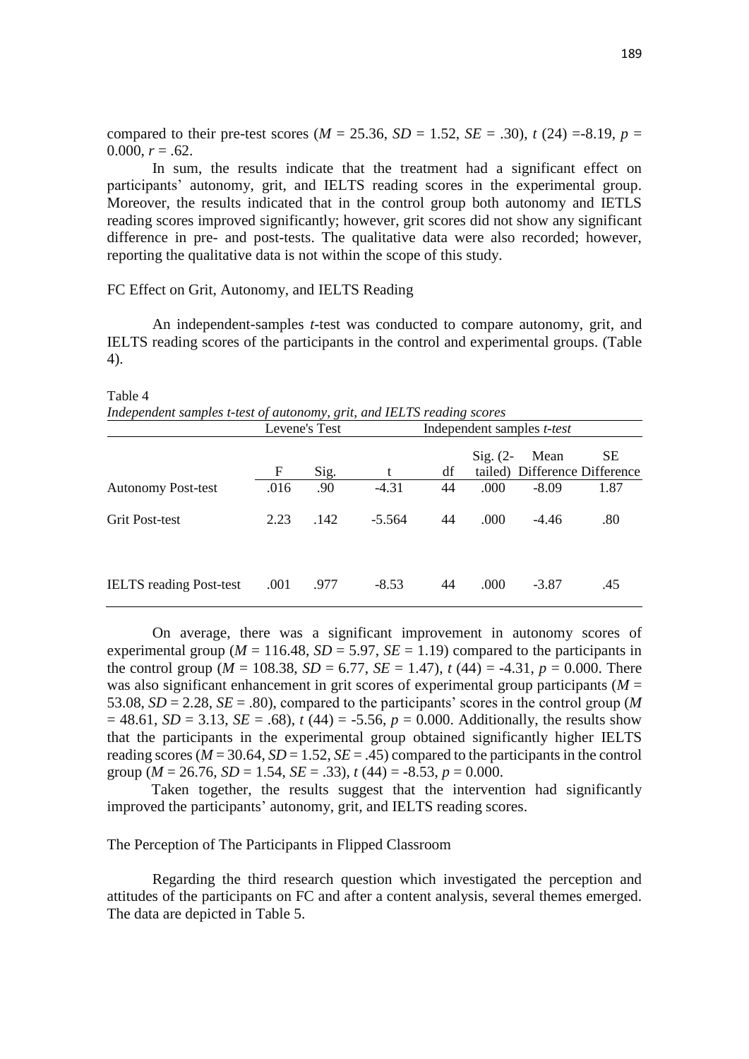compared to their pre-test scores ($M$ = 25.36, $SD$ = 1.52, $SE$ = .30), $t$ (24) =-8.19, $p$ = 0.000, $r$ = .62.

In sum, the results indicate that the treatment had a significant effect on participants' autonomy, grit, and IELTS reading scores in the experimental group. Moreover, the results indicated that in the control group both autonomy and IETLS reading scores improved significantly; however, grit scores did not show any significant difference in pre- and post-tests. The qualitative data were also recorded; however, reporting the qualitative data is not within the scope of this study.

FC Effect on Grit, Autonomy, and IELTS Reading

An independent-samples $t$-test was conducted to compare autonomy, grit, and IELTS reading scores of the participants in the control and experimental groups. (Table 4).

Table 4

*Independent samples t-test of autonomy, grit, and IELTS reading scores*

| | Levene's Test | | Independent samples *t-test* | | | | |
|---|---|---|---|---|---|---|---|
| | F | Sig. | t | df | Sig. (2-tailed) | Mean Difference | SE Difference |
| Autonomy Post-test | .016 | .90 | -4.31 | 44 | .000 | -8.09 | 1.87 |
| Grit Post-test | 2.23 | .142 | -5.564 | 44 | .000 | -4.46 | .80 |
| IELTS reading Post-test | .001 | .977 | -8.53 | 44 | .000 | -3.87 | .45 |

On average, there was a significant improvement in autonomy scores of experimental group ($M$ = 116.48, $SD$ = 5.97, $SE$ = 1.19) compared to the participants in the control group ($M$ = 108.38, $SD$ = 6.77, $SE$ = 1.47), $t$ (44) = -4.31, $p$ = 0.000. There was also significant enhancement in grit scores of experimental group participants ($M$ = 53.08, $SD$ = 2.28, $SE$ = .80), compared to the participants' scores in the control group ($M$ = 48.61, $SD$ = 3.13, $SE$ = .68), $t$ (44) = -5.56, $p$ = 0.000. Additionally, the results show that the participants in the experimental group obtained significantly higher IELTS reading scores ($M$ = 30.64, $SD$ = 1.52, $SE$ = .45) compared to the participants in the control group ($M$ = 26.76, $SD$ = 1.54, $SE$ = .33), $t$ (44) = -8.53, $p$ = 0.000.

Taken together, the results suggest that the intervention had significantly improved the participants' autonomy, grit, and IELTS reading scores.

The Perception of The Participants in Flipped Classroom

Regarding the third research question which investigated the perception and attitudes of the participants on FC and after a content analysis, several themes emerged. The data are depicted in Table 5.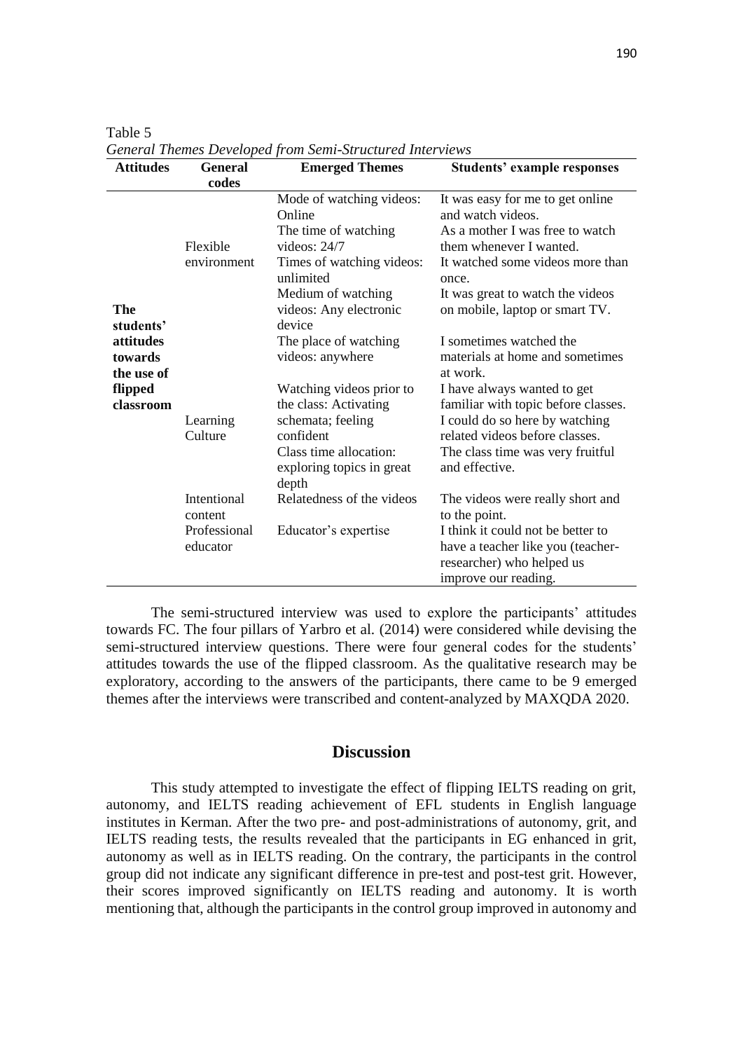Table 5
*General Themes Developed from Semi-Structured Interviews*

| Attitudes | General codes | Emerged Themes | Students' example responses |
|---|---|---|---|
| The students' attitudes towards the use of flipped classroom | Flexible environment | Mode of watching videos: Online | It was easy for me to get online and watch videos. |
| | | The time of watching videos: 24/7 | As a mother I was free to watch them whenever I wanted. |
| | | Times of watching videos: unlimited | It watched some videos more than once. |
| | | Medium of watching videos: Any electronic device | It was great to watch the videos on mobile, laptop or smart TV. |
| | | The place of watching videos: anywhere | I sometimes watched the materials at home and sometimes at work. |
| | Learning Culture | Watching videos prior to the class: Activating schemata; feeling confident | I have always wanted to get familiar with topic before classes. I could do so here by watching related videos before classes. |
| | | Class time allocation: exploring topics in great depth | The class time was very fruitful and effective. |
| | Intentional content | Relatedness of the videos | The videos were really short and to the point. |
| | Professional educator | Educator's expertise | I think it could not be better to have a teacher like you (teacher-researcher) who helped us improve our reading. |

The semi-structured interview was used to explore the participants' attitudes towards FC. The four pillars of Yarbro et al. (2014) were considered while devising the semi-structured interview questions. There were four general codes for the students' attitudes towards the use of the flipped classroom. As the qualitative research may be exploratory, according to the answers of the participants, there came to be 9 emerged themes after the interviews were transcribed and content-analyzed by MAXQDA 2020.

## Discussion

This study attempted to investigate the effect of flipping IELTS reading on grit, autonomy, and IELTS reading achievement of EFL students in English language institutes in Kerman. After the two pre- and post-administrations of autonomy, grit, and IELTS reading tests, the results revealed that the participants in EG enhanced in grit, autonomy as well as in IELTS reading. On the contrary, the participants in the control group did not indicate any significant difference in pre-test and post-test grit. However, their scores improved significantly on IELTS reading and autonomy. It is worth mentioning that, although the participants in the control group improved in autonomy and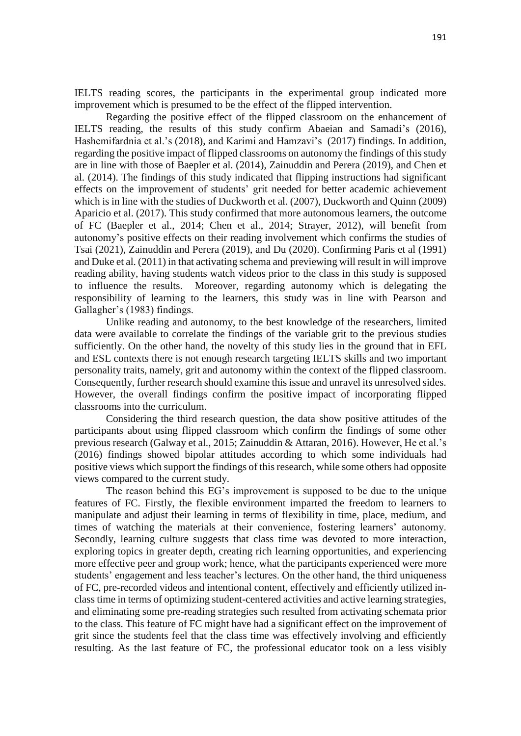IELTS reading scores, the participants in the experimental group indicated more improvement which is presumed to be the effect of the flipped intervention.

Regarding the positive effect of the flipped classroom on the enhancement of IELTS reading, the results of this study confirm Abaeian and Samadi's (2016), Hashemifardnia et al.'s (2018), and Karimi and Hamzavi's (2017) findings. In addition, regarding the positive impact of flipped classrooms on autonomy the findings of this study are in line with those of Baepler et al. (2014), Zainuddin and Perera (2019), and Chen et al. (2014). The findings of this study indicated that flipping instructions had significant effects on the improvement of students' grit needed for better academic achievement which is in line with the studies of Duckworth et al. (2007), Duckworth and Quinn (2009) Aparicio et al. (2017). This study confirmed that more autonomous learners, the outcome of FC (Baepler et al., 2014; Chen et al., 2014; Strayer, 2012), will benefit from autonomy's positive effects on their reading involvement which confirms the studies of Tsai (2021), Zainuddin and Perera (2019), and Du (2020). Confirming Paris et al (1991) and Duke et al. (2011) in that activating schema and previewing will result in will improve reading ability, having students watch videos prior to the class in this study is supposed to influence the results. Moreover, regarding autonomy which is delegating the responsibility of learning to the learners, this study was in line with Pearson and Gallagher's (1983) findings.

Unlike reading and autonomy, to the best knowledge of the researchers, limited data were available to correlate the findings of the variable grit to the previous studies sufficiently. On the other hand, the novelty of this study lies in the ground that in EFL and ESL contexts there is not enough research targeting IELTS skills and two important personality traits, namely, grit and autonomy within the context of the flipped classroom. Consequently, further research should examine this issue and unravel its unresolved sides. However, the overall findings confirm the positive impact of incorporating flipped classrooms into the curriculum.

Considering the third research question, the data show positive attitudes of the participants about using flipped classroom which confirm the findings of some other previous research (Galway et al., 2015; Zainuddin & Attaran, 2016). However, He et al.'s (2016) findings showed bipolar attitudes according to which some individuals had positive views which support the findings of this research, while some others had opposite views compared to the current study.

The reason behind this EG's improvement is supposed to be due to the unique features of FC. Firstly, the flexible environment imparted the freedom to learners to manipulate and adjust their learning in terms of flexibility in time, place, medium, and times of watching the materials at their convenience, fostering learners' autonomy. Secondly, learning culture suggests that class time was devoted to more interaction, exploring topics in greater depth, creating rich learning opportunities, and experiencing more effective peer and group work; hence, what the participants experienced were more students' engagement and less teacher's lectures. On the other hand, the third uniqueness of FC, pre-recorded videos and intentional content, effectively and efficiently utilized in-class time in terms of optimizing student-centered activities and active learning strategies, and eliminating some pre-reading strategies such resulted from activating schemata prior to the class. This feature of FC might have had a significant effect on the improvement of grit since the students feel that the class time was effectively involving and efficiently resulting. As the last feature of FC, the professional educator took on a less visibly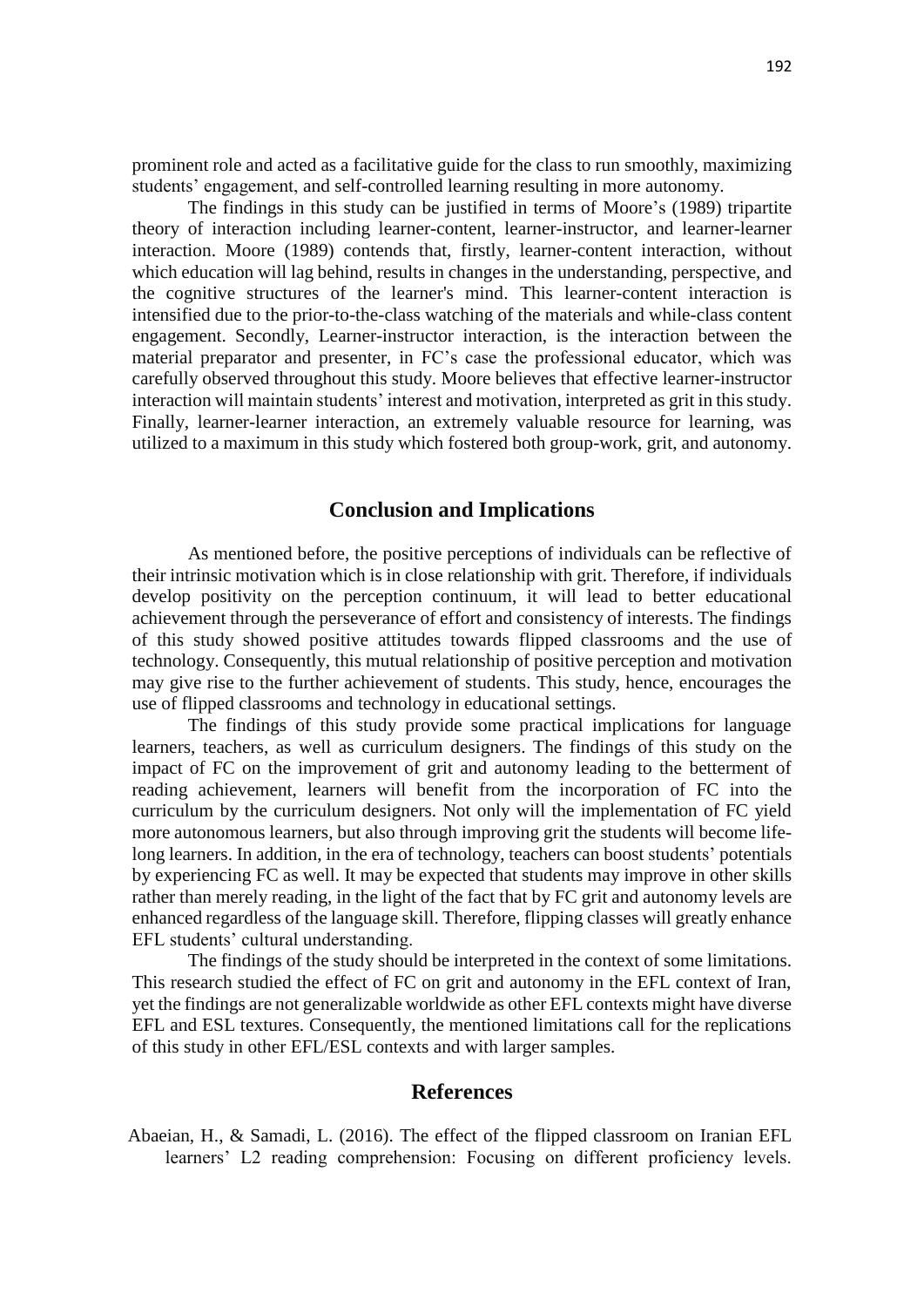prominent role and acted as a facilitative guide for the class to run smoothly, maximizing students' engagement, and self-controlled learning resulting in more autonomy.

The findings in this study can be justified in terms of Moore's (1989) tripartite theory of interaction including learner-content, learner-instructor, and learner-learner interaction. Moore (1989) contends that, firstly, learner-content interaction, without which education will lag behind, results in changes in the understanding, perspective, and the cognitive structures of the learner's mind. This learner-content interaction is intensified due to the prior-to-the-class watching of the materials and while-class content engagement. Secondly, Learner-instructor interaction, is the interaction between the material preparator and presenter, in FC's case the professional educator, which was carefully observed throughout this study. Moore believes that effective learner-instructor interaction will maintain students' interest and motivation, interpreted as grit in this study. Finally, learner-learner interaction, an extremely valuable resource for learning, was utilized to a maximum in this study which fostered both group-work, grit, and autonomy.

## Conclusion and Implications

As mentioned before, the positive perceptions of individuals can be reflective of their intrinsic motivation which is in close relationship with grit. Therefore, if individuals develop positivity on the perception continuum, it will lead to better educational achievement through the perseverance of effort and consistency of interests. The findings of this study showed positive attitudes towards flipped classrooms and the use of technology. Consequently, this mutual relationship of positive perception and motivation may give rise to the further achievement of students. This study, hence, encourages the use of flipped classrooms and technology in educational settings.

The findings of this study provide some practical implications for language learners, teachers, as well as curriculum designers. The findings of this study on the impact of FC on the improvement of grit and autonomy leading to the betterment of reading achievement, learners will benefit from the incorporation of FC into the curriculum by the curriculum designers. Not only will the implementation of FC yield more autonomous learners, but also through improving grit the students will become life-long learners. In addition, in the era of technology, teachers can boost students' potentials by experiencing FC as well. It may be expected that students may improve in other skills rather than merely reading, in the light of the fact that by FC grit and autonomy levels are enhanced regardless of the language skill. Therefore, flipping classes will greatly enhance EFL students' cultural understanding.

The findings of the study should be interpreted in the context of some limitations. This research studied the effect of FC on grit and autonomy in the EFL context of Iran, yet the findings are not generalizable worldwide as other EFL contexts might have diverse EFL and ESL textures. Consequently, the mentioned limitations call for the replications of this study in other EFL/ESL contexts and with larger samples.

## References

Abaeian, H., & Samadi, L. (2016). The effect of the flipped classroom on Iranian EFL learners' L2 reading comprehension: Focusing on different proficiency levels.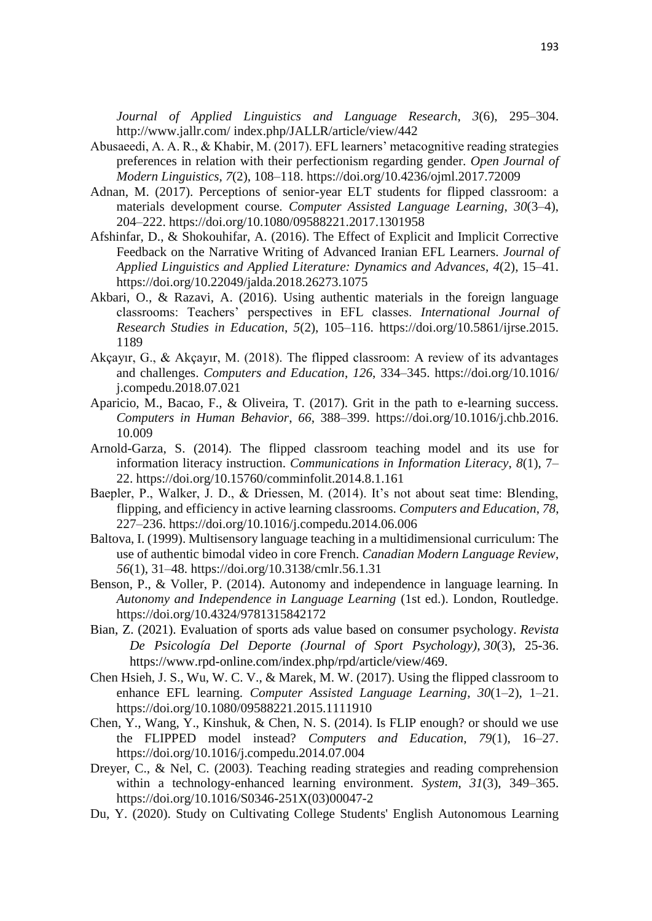*Journal of Applied Linguistics and Language Research*, *3*(6), 295–304. http://www.jallr.com/ index.php/JALLR/article/view/442

Abusaeedi, A. A. R., & Khabir, M. (2017). EFL learners' metacognitive reading strategies preferences in relation with their perfectionism regarding gender. *Open Journal of Modern Linguistics*, *7*(2), 108–118. https://doi.org/10.4236/ojml.2017.72009

Adnan, M. (2017). Perceptions of senior-year ELT students for flipped classroom: a materials development course. *Computer Assisted Language Learning*, *30*(3–4), 204–222. https://doi.org/10.1080/09588221.2017.1301958

Afshinfar, D., & Shokouhifar, A. (2016). The Effect of Explicit and Implicit Corrective Feedback on the Narrative Writing of Advanced Iranian EFL Learners. *Journal of Applied Linguistics and Applied Literature: Dynamics and Advances*, *4*(2), 15–41. https://doi.org/10.22049/jalda.2018.26273.1075

Akbari, O., & Razavi, A. (2016). Using authentic materials in the foreign language classrooms: Teachers' perspectives in EFL classes. *International Journal of Research Studies in Education*, *5*(2), 105–116. https://doi.org/10.5861/ijrse.2015.1189

Akçayır, G., & Akçayır, M. (2018). The flipped classroom: A review of its advantages and challenges. *Computers and Education*, *126*, 334–345. https://doi.org/10.1016/j.compedu.2018.07.021

Aparicio, M., Bacao, F., & Oliveira, T. (2017). Grit in the path to e-learning success. *Computers in Human Behavior*, *66*, 388–399. https://doi.org/10.1016/j.chb.2016.10.009

Arnold-Garza, S. (2014). The flipped classroom teaching model and its use for information literacy instruction. *Communications in Information Literacy*, *8*(1), 7–22. https://doi.org/10.15760/comminfolit.2014.8.1.161

Baepler, P., Walker, J. D., & Driessen, M. (2014). It's not about seat time: Blending, flipping, and efficiency in active learning classrooms. *Computers and Education*, *78*, 227–236. https://doi.org/10.1016/j.compedu.2014.06.006

Baltova, I. (1999). Multisensory language teaching in a multidimensional curriculum: The use of authentic bimodal video in core French. *Canadian Modern Language Review*, *56*(1), 31–48. https://doi.org/10.3138/cmlr.56.1.31

Benson, P., & Voller, P. (2014). Autonomy and independence in language learning. In *Autonomy and Independence in Language Learning* (1st ed.). London, Routledge. https://doi.org/10.4324/9781315842172

Bian, Z. (2021). Evaluation of sports ads value based on consumer psychology. *Revista De Psicología Del Deporte (Journal of Sport Psychology)*, *30*(3), 25-36. https://www.rpd-online.com/index.php/rpd/article/view/469.

Chen Hsieh, J. S., Wu, W. C. V., & Marek, M. W. (2017). Using the flipped classroom to enhance EFL learning. *Computer Assisted Language Learning*, *30*(1–2), 1–21. https://doi.org/10.1080/09588221.2015.1111910

Chen, Y., Wang, Y., Kinshuk, & Chen, N. S. (2014). Is FLIP enough? or should we use the FLIPPED model instead? *Computers and Education*, *79*(1), 16–27. https://doi.org/10.1016/j.compedu.2014.07.004

Dreyer, C., & Nel, C. (2003). Teaching reading strategies and reading comprehension within a technology-enhanced learning environment. *System*, *31*(3), 349–365. https://doi.org/10.1016/S0346-251X(03)00047-2

Du, Y. (2020). Study on Cultivating College Students' English Autonomous Learning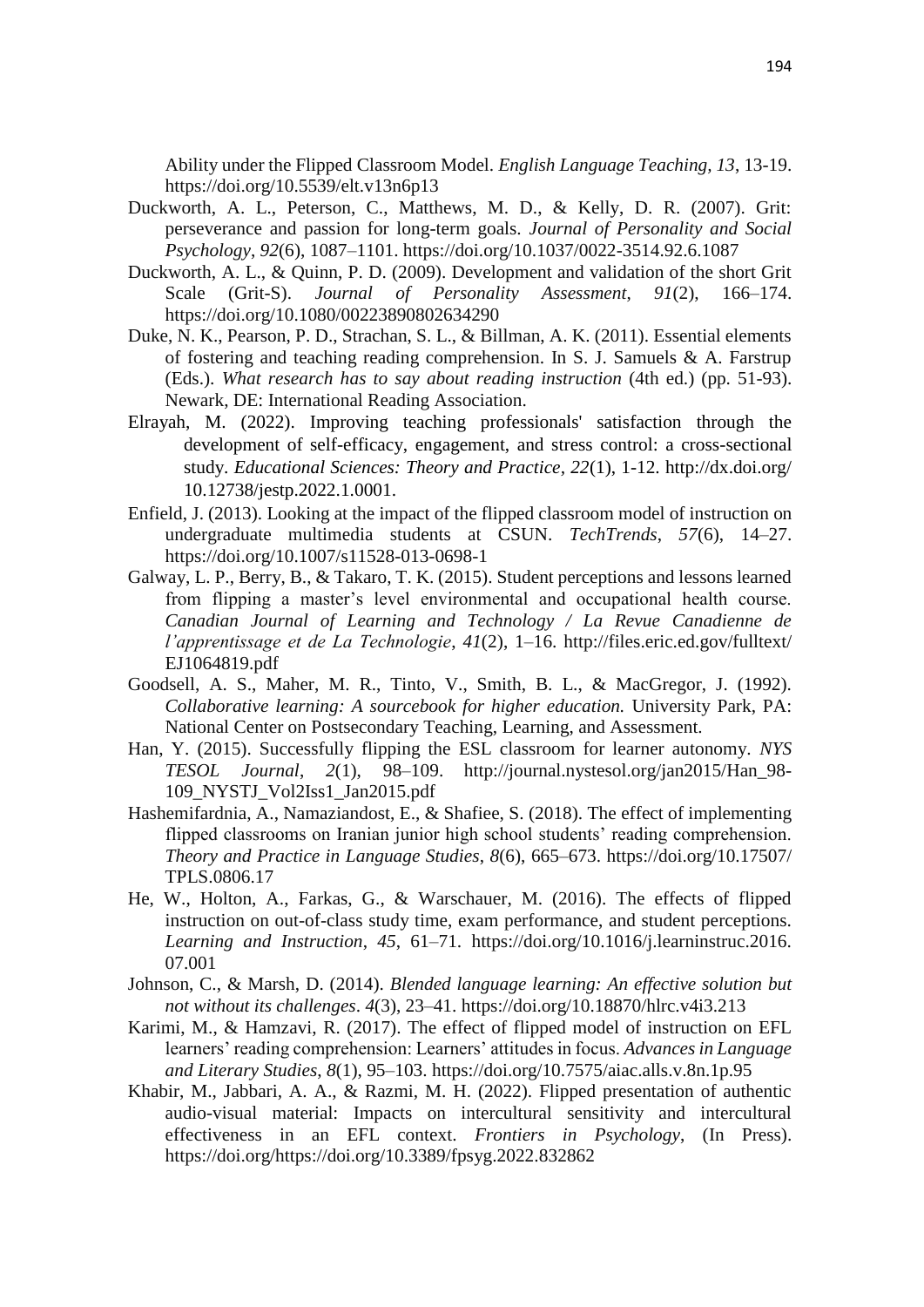Ability under the Flipped Classroom Model. *English Language Teaching, 13*, 13-19. https://doi.org/10.5539/elt.v13n6p13

Duckworth, A. L., Peterson, C., Matthews, M. D., & Kelly, D. R. (2007). Grit: perseverance and passion for long-term goals. *Journal of Personality and Social Psychology*, *92*(6), 1087–1101. https://doi.org/10.1037/0022-3514.92.6.1087

Duckworth, A. L., & Quinn, P. D. (2009). Development and validation of the short Grit Scale (Grit-S). *Journal of Personality Assessment*, *91*(2), 166–174. https://doi.org/10.1080/00223890802634290

Duke, N. K., Pearson, P. D., Strachan, S. L., & Billman, A. K. (2011). Essential elements of fostering and teaching reading comprehension. In S. J. Samuels & A. Farstrup (Eds.). *What research has to say about reading instruction* (4th ed.) (pp. 51-93). Newark, DE: International Reading Association.

Elrayah, M. (2022). Improving teaching professionals' satisfaction through the development of self-efficacy, engagement, and stress control: a cross-sectional study. *Educational Sciences: Theory and Practice*, *22*(1), 1-12. http://dx.doi.org/ 10.12738/jestp.2022.1.0001.

Enfield, J. (2013). Looking at the impact of the flipped classroom model of instruction on undergraduate multimedia students at CSUN. *TechTrends*, *57*(6), 14–27. https://doi.org/10.1007/s11528-013-0698-1

Galway, L. P., Berry, B., & Takaro, T. K. (2015). Student perceptions and lessons learned from flipping a master's level environmental and occupational health course. *Canadian Journal of Learning and Technology / La Revue Canadienne de l'apprentissage et de La Technologie*, *41*(2), 1–16. http://files.eric.ed.gov/fulltext/ EJ1064819.pdf

Goodsell, A. S., Maher, M. R., Tinto, V., Smith, B. L., & MacGregor, J. (1992). *Collaborative learning: A sourcebook for higher education.* University Park, PA: National Center on Postsecondary Teaching, Learning, and Assessment.

Han, Y. (2015). Successfully flipping the ESL classroom for learner autonomy. *NYS TESOL Journal*, *2*(1), 98–109. http://journal.nystesol.org/jan2015/Han_98-109_NYSTJ_Vol2Iss1_Jan2015.pdf

Hashemifardnia, A., Namaziandost, E., & Shafiee, S. (2018). The effect of implementing flipped classrooms on Iranian junior high school students' reading comprehension. *Theory and Practice in Language Studies*, *8*(6), 665–673. https://doi.org/10.17507/ TPLS.0806.17

He, W., Holton, A., Farkas, G., & Warschauer, M. (2016). The effects of flipped instruction on out-of-class study time, exam performance, and student perceptions. *Learning and Instruction*, *45*, 61–71. https://doi.org/10.1016/j.learninstruc.2016. 07.001

Johnson, C., & Marsh, D. (2014). *Blended language learning: An effective solution but not without its challenges*. *4*(3), 23–41. https://doi.org/10.18870/hlrc.v4i3.213

Karimi, M., & Hamzavi, R. (2017). The effect of flipped model of instruction on EFL learners' reading comprehension: Learners' attitudes in focus. *Advances in Language and Literary Studies*, *8*(1), 95–103. https://doi.org/10.7575/aiac.alls.v.8n.1p.95

Khabir, M., Jabbari, A. A., & Razmi, M. H. (2022). Flipped presentation of authentic audio-visual material: Impacts on intercultural sensitivity and intercultural effectiveness in an EFL context. *Frontiers in Psychology*, (In Press). https://doi.org/https://doi.org/10.3389/fpsyg.2022.832862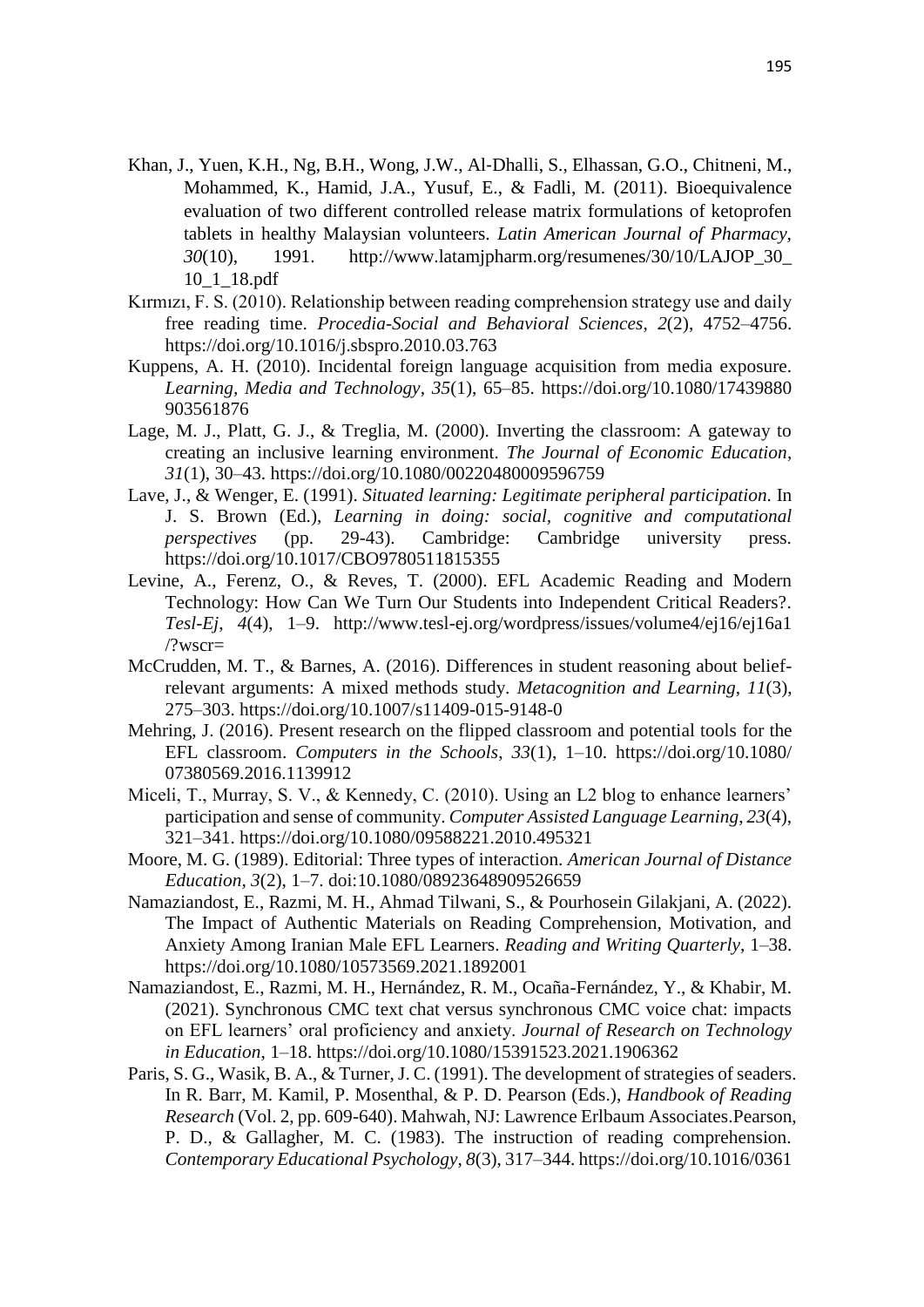Khan, J., Yuen, K.H., Ng, B.H., Wong, J.W., Al-Dhalli, S., Elhassan, G.O., Chitneni, M., Mohammed, K., Hamid, J.A., Yusuf, E., & Fadli, M. (2011). Bioequivalence evaluation of two different controlled release matrix formulations of ketoprofen tablets in healthy Malaysian volunteers. *Latin American Journal of Pharmacy, 30*(10), 1991. http://www.latamjpharm.org/resumenes/30/10/LAJOP_30_10_1_18.pdf

Kırmızı, F. S. (2010). Relationship between reading comprehension strategy use and daily free reading time. *Procedia-Social and Behavioral Sciences*, *2*(2), 4752–4756. https://doi.org/10.1016/j.sbspro.2010.03.763

Kuppens, A. H. (2010). Incidental foreign language acquisition from media exposure. *Learning, Media and Technology*, *35*(1), 65–85. https://doi.org/10.1080/17439880903561876

Lage, M. J., Platt, G. J., & Treglia, M. (2000). Inverting the classroom: A gateway to creating an inclusive learning environment. *The Journal of Economic Education*, *31*(1), 30–43. https://doi.org/10.1080/00220480009596759

Lave, J., & Wenger, E. (1991). *Situated learning: Legitimate peripheral participation*. In J. S. Brown (Ed.), *Learning in doing: social, cognitive and computational perspectives* (pp. 29-43). Cambridge: Cambridge university press. https://doi.org/10.1017/CBO9780511815355

Levine, A., Ferenz, O., & Reves, T. (2000). EFL Academic Reading and Modern Technology: How Can We Turn Our Students into Independent Critical Readers?. *Tesl-Ej*, *4*(4), 1–9. http://www.tesl-ej.org/wordpress/issues/volume4/ej16/ej16a1/?wscr=

McCrudden, M. T., & Barnes, A. (2016). Differences in student reasoning about belief-relevant arguments: A mixed methods study. *Metacognition and Learning*, *11*(3), 275–303. https://doi.org/10.1007/s11409-015-9148-0

Mehring, J. (2016). Present research on the flipped classroom and potential tools for the EFL classroom. *Computers in the Schools*, *33*(1), 1–10. https://doi.org/10.1080/07380569.2016.1139912

Miceli, T., Murray, S. V., & Kennedy, C. (2010). Using an L2 blog to enhance learners' participation and sense of community. *Computer Assisted Language Learning*, *23*(4), 321–341. https://doi.org/10.1080/09588221.2010.495321

Moore, M. G. (1989). Editorial: Three types of interaction. *American Journal of Distance Education*, *3*(2), 1–7. doi:10.1080/08923648909526659

Namaziandost, E., Razmi, M. H., Ahmad Tilwani, S., & Pourhosein Gilakjani, A. (2022). The Impact of Authentic Materials on Reading Comprehension, Motivation, and Anxiety Among Iranian Male EFL Learners. *Reading and Writing Quarterly*, 1–38. https://doi.org/10.1080/10573569.2021.1892001

Namaziandost, E., Razmi, M. H., Hernández, R. M., Ocaña-Fernández, Y., & Khabir, M. (2021). Synchronous CMC text chat versus synchronous CMC voice chat: impacts on EFL learners' oral proficiency and anxiety. *Journal of Research on Technology in Education*, 1–18. https://doi.org/10.1080/15391523.2021.1906362

Paris, S. G., Wasik, B. A., & Turner, J. C. (1991). The development of strategies of seaders. In R. Barr, M. Kamil, P. Mosenthal, & P. D. Pearson (Eds.), *Handbook of Reading Research* (Vol. 2, pp. 609-640). Mahwah, NJ: Lawrence Erlbaum Associates.Pearson, P. D., & Gallagher, M. C. (1983). The instruction of reading comprehension. *Contemporary Educational Psychology*, *8*(3), 317–344. https://doi.org/10.1016/0361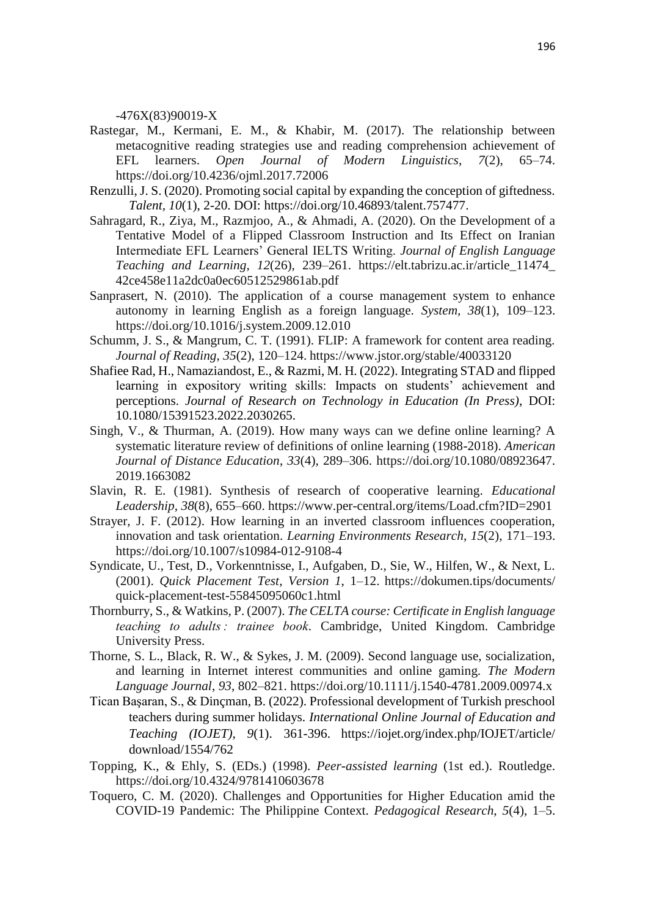-476X(83)90019-X

Rastegar, M., Kermani, E. M., & Khabir, M. (2017). The relationship between metacognitive reading strategies use and reading comprehension achievement of EFL learners. *Open Journal of Modern Linguistics*, *7*(2), 65–74. https://doi.org/10.4236/ojml.2017.72006

Renzulli, J. S. (2020). Promoting social capital by expanding the conception of giftedness. *Talent, 10*(1), 2-20. DOI: https://doi.org/10.46893/talent.757477.

Sahragard, R., Ziya, M., Razmjoo, A., & Ahmadi, A. (2020). On the Development of a Tentative Model of a Flipped Classroom Instruction and Its Effect on Iranian Intermediate EFL Learners' General IELTS Writing. *Journal of English Language Teaching and Learning*, *12*(26), 239–261. https://elt.tabrizu.ac.ir/article_11474_42ce458e11a2dc0a0ec60512529861ab.pdf

Sanprasert, N. (2010). The application of a course management system to enhance autonomy in learning English as a foreign language. *System, 38*(1), 109–123. https://doi.org/10.1016/j.system.2009.12.010

Schumm, J. S., & Mangrum, C. T. (1991). FLIP: A framework for content area reading. *Journal of Reading*, *35*(2), 120–124. https://www.jstor.org/stable/40033120

Shafiee Rad, H., Namaziandost, E., & Razmi, M. H. (2022). Integrating STAD and flipped learning in expository writing skills: Impacts on students' achievement and perceptions. *Journal of Research on Technology in Education (In Press)*, DOI: 10.1080/15391523.2022.2030265.

Singh, V., & Thurman, A. (2019). How many ways can we define online learning? A systematic literature review of definitions of online learning (1988-2018). *American Journal of Distance Education*, *33*(4), 289–306. https://doi.org/10.1080/08923647.2019.1663082

Slavin, R. E. (1981). Synthesis of research of cooperative learning. *Educational Leadership*, *38*(8), 655–660. https://www.per-central.org/items/Load.cfm?ID=2901

Strayer, J. F. (2012). How learning in an inverted classroom influences cooperation, innovation and task orientation. *Learning Environments Research*, *15*(2), 171–193. https://doi.org/10.1007/s10984-012-9108-4

Syndicate, U., Test, D., Vorkenntnisse, I., Aufgaben, D., Sie, W., Hilfen, W., & Next, L. (2001). *Quick Placement Test, Version 1*, 1–12. https://dokumen.tips/documents/quick-placement-test-55845095060c1.html

Thornburry, S., & Watkins, P. (2007). *The CELTA course: Certificate in English language teaching to adults : trainee book*. Cambridge, United Kingdom. Cambridge University Press.

Thorne, S. L., Black, R. W., & Sykes, J. M. (2009). Second language use, socialization, and learning in Internet interest communities and online gaming. *The Modern Language Journal*, *93*, 802–821. https://doi.org/10.1111/j.1540-4781.2009.00974.x

Tican Başaran, S., & Dinçman, B. (2022). Professional development of Turkish preschool teachers during summer holidays. *International Online Journal of Education and Teaching (IOJET), 9*(1). 361-396. https://iojet.org/index.php/IOJET/article/download/1554/762

Topping, K., & Ehly, S. (EDs.) (1998). *Peer-assisted learning* (1st ed.). Routledge. https://doi.org/10.4324/9781410603678

Toquero, C. M. (2020). Challenges and Opportunities for Higher Education amid the COVID-19 Pandemic: The Philippine Context. *Pedagogical Research*, *5*(4), 1–5.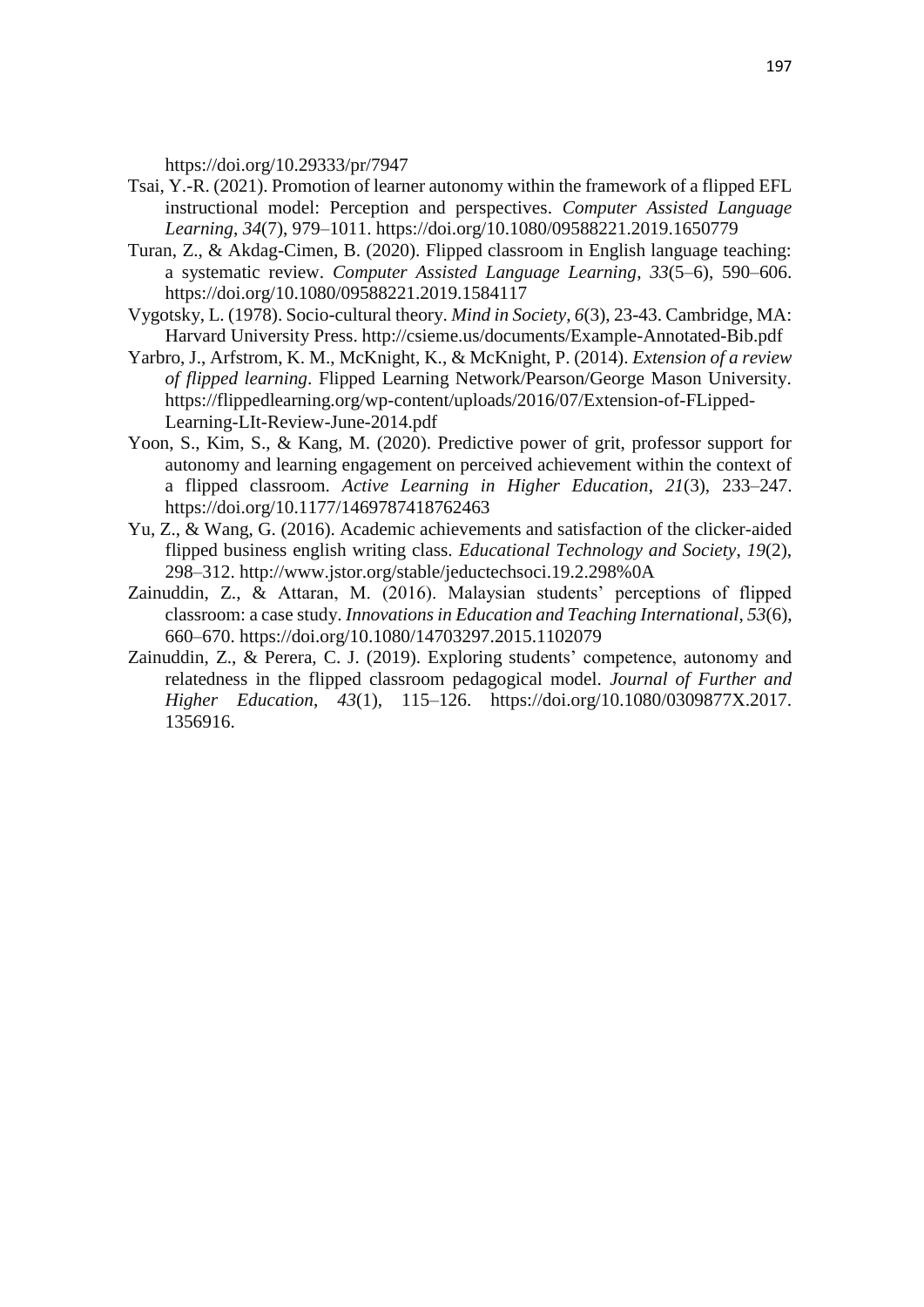https://doi.org/10.29333/pr/7947

Tsai, Y.-R. (2021). Promotion of learner autonomy within the framework of a flipped EFL instructional model: Perception and perspectives. *Computer Assisted Language Learning*, *34*(7), 979–1011. https://doi.org/10.1080/09588221.2019.1650779

Turan, Z., & Akdag-Cimen, B. (2020). Flipped classroom in English language teaching: a systematic review. *Computer Assisted Language Learning*, *33*(5–6), 590–606. https://doi.org/10.1080/09588221.2019.1584117

Vygotsky, L. (1978). Socio-cultural theory. *Mind in Society*, *6*(3), 23-43. Cambridge, MA: Harvard University Press. http://csieme.us/documents/Example-Annotated-Bib.pdf

Yarbro, J., Arfstrom, K. M., McKnight, K., & McKnight, P. (2014). *Extension of a review of flipped learning*. Flipped Learning Network/Pearson/George Mason University. https://flippedlearning.org/wp-content/uploads/2016/07/Extension-of-FLipped-Learning-LIt-Review-June-2014.pdf

Yoon, S., Kim, S., & Kang, M. (2020). Predictive power of grit, professor support for autonomy and learning engagement on perceived achievement within the context of a flipped classroom. *Active Learning in Higher Education*, *21*(3), 233–247. https://doi.org/10.1177/1469787418762463

Yu, Z., & Wang, G. (2016). Academic achievements and satisfaction of the clicker-aided flipped business english writing class. *Educational Technology and Society*, *19*(2), 298–312. http://www.jstor.org/stable/jeductechsoci.19.2.298%0A

Zainuddin, Z., & Attaran, M. (2016). Malaysian students' perceptions of flipped classroom: a case study. *Innovations in Education and Teaching International*, *53*(6), 660–670. https://doi.org/10.1080/14703297.2015.1102079

Zainuddin, Z., & Perera, C. J. (2019). Exploring students' competence, autonomy and relatedness in the flipped classroom pedagogical model. *Journal of Further and Higher Education*, *43*(1), 115–126. https://doi.org/10.1080/0309877X.2017.1356916.